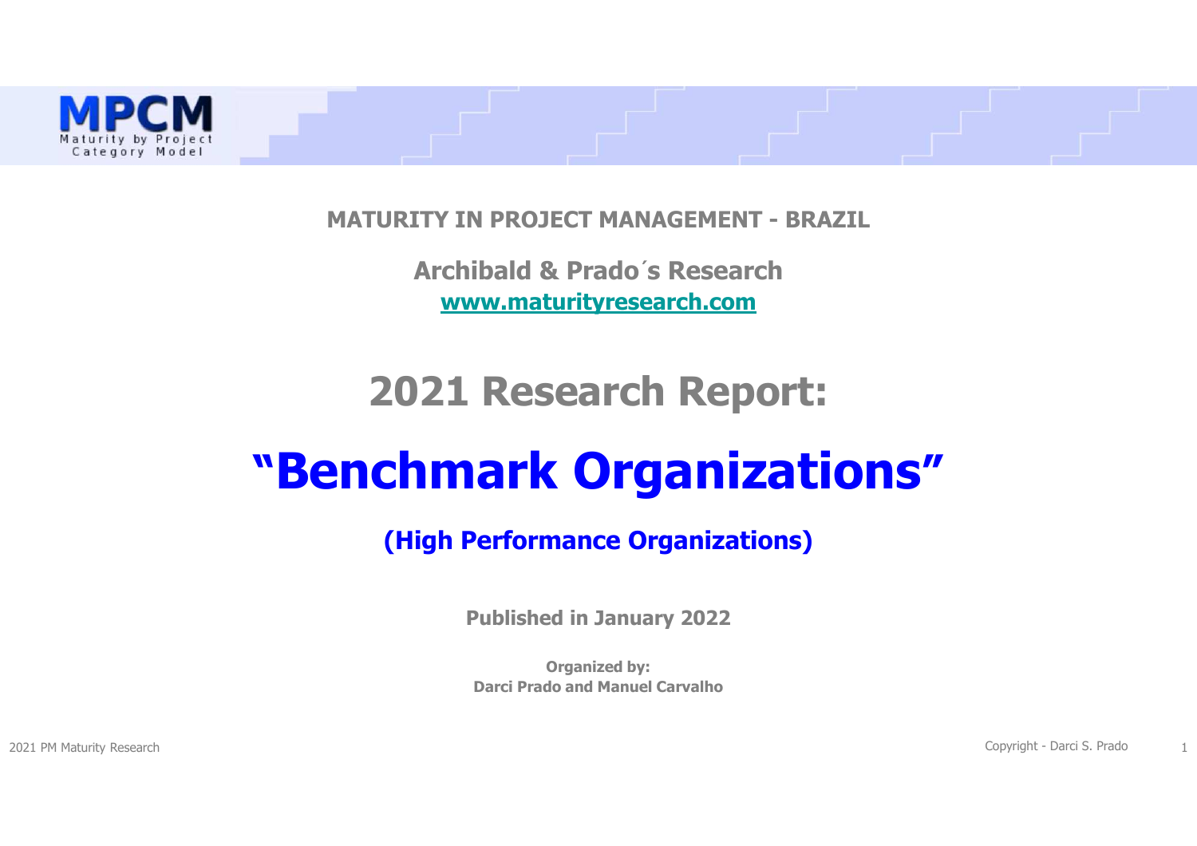MPCM
Maturity by Project Category Model

**MATURITY IN PROJECT MANAGEMENT - BRAZIL**

**Archibald & Prado´s Research**
**www.maturityresearch.com**

# 2021 Research Report:

# "Benchmark Organizations"

## (High Performance Organizations)

**Published in January 2022**

**Organized by:**
**Darci Prado and Manuel Carvalho**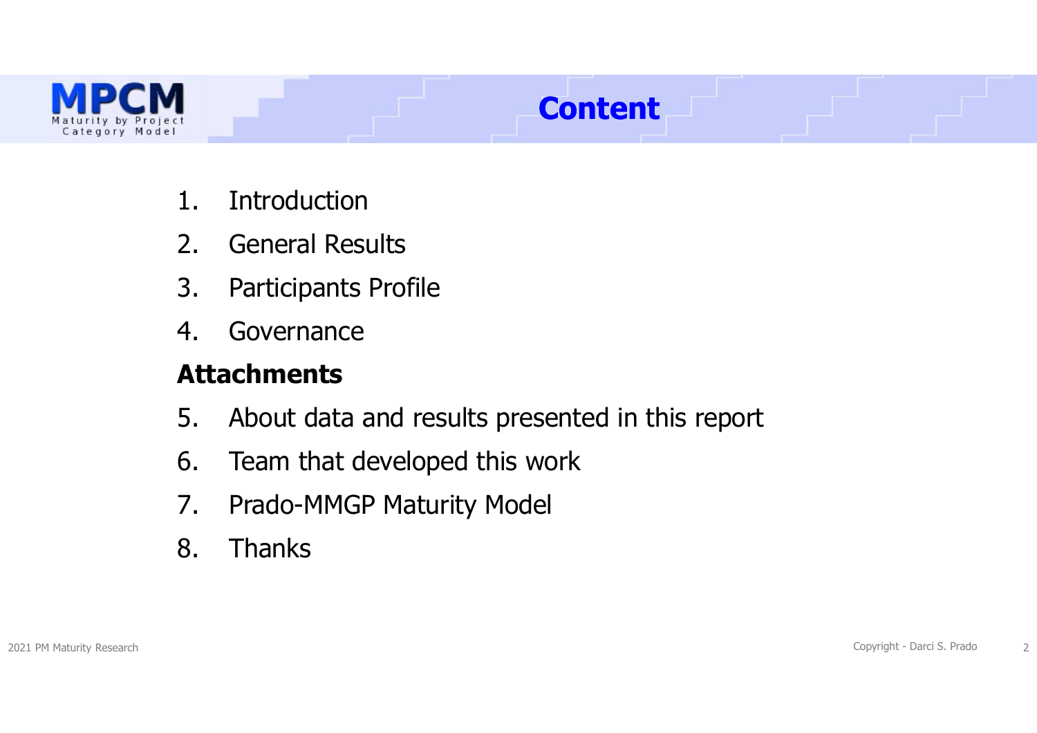# Content

1. Introduction
2. General Results
3. Participants Profile
4. Governance

**Attachments**

5. About data and results presented in this report
6. Team that developed this work
7. Prado-MMGP Maturity Model
8. Thanks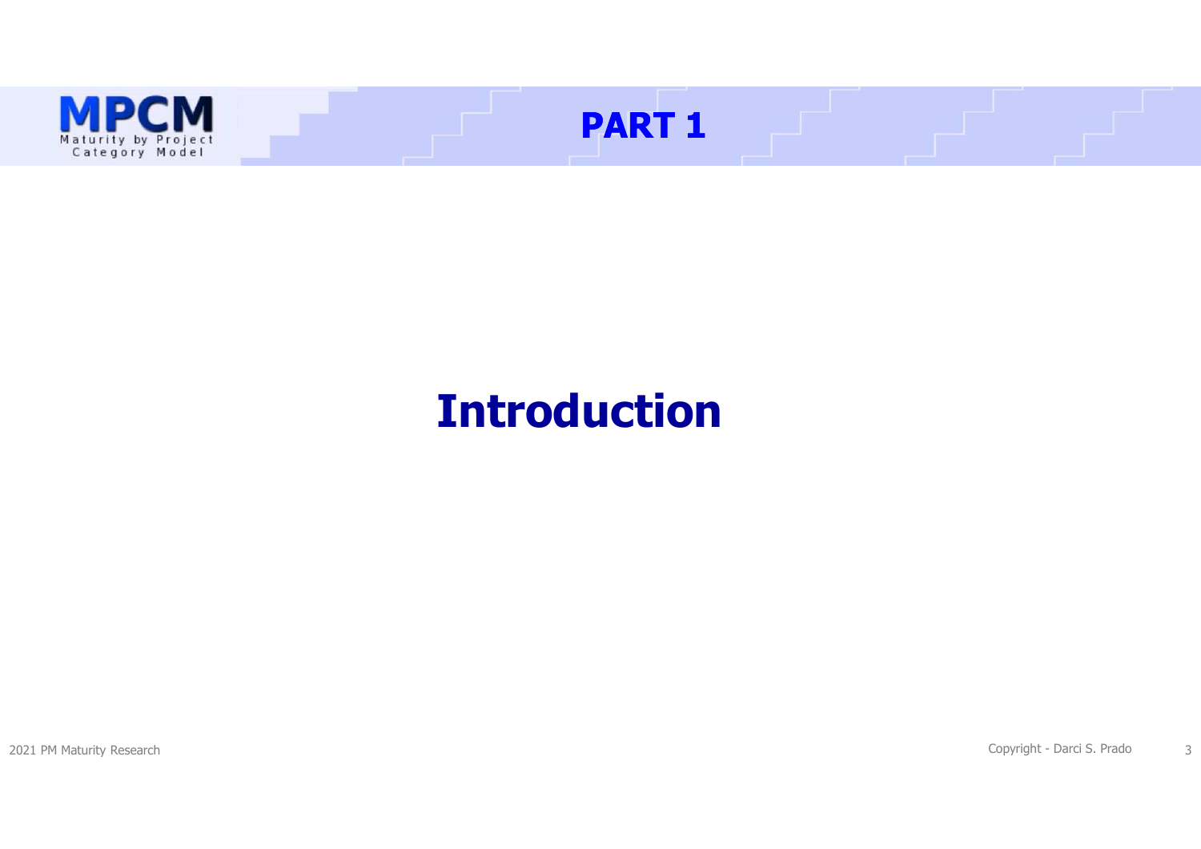# PART 1

## Introduction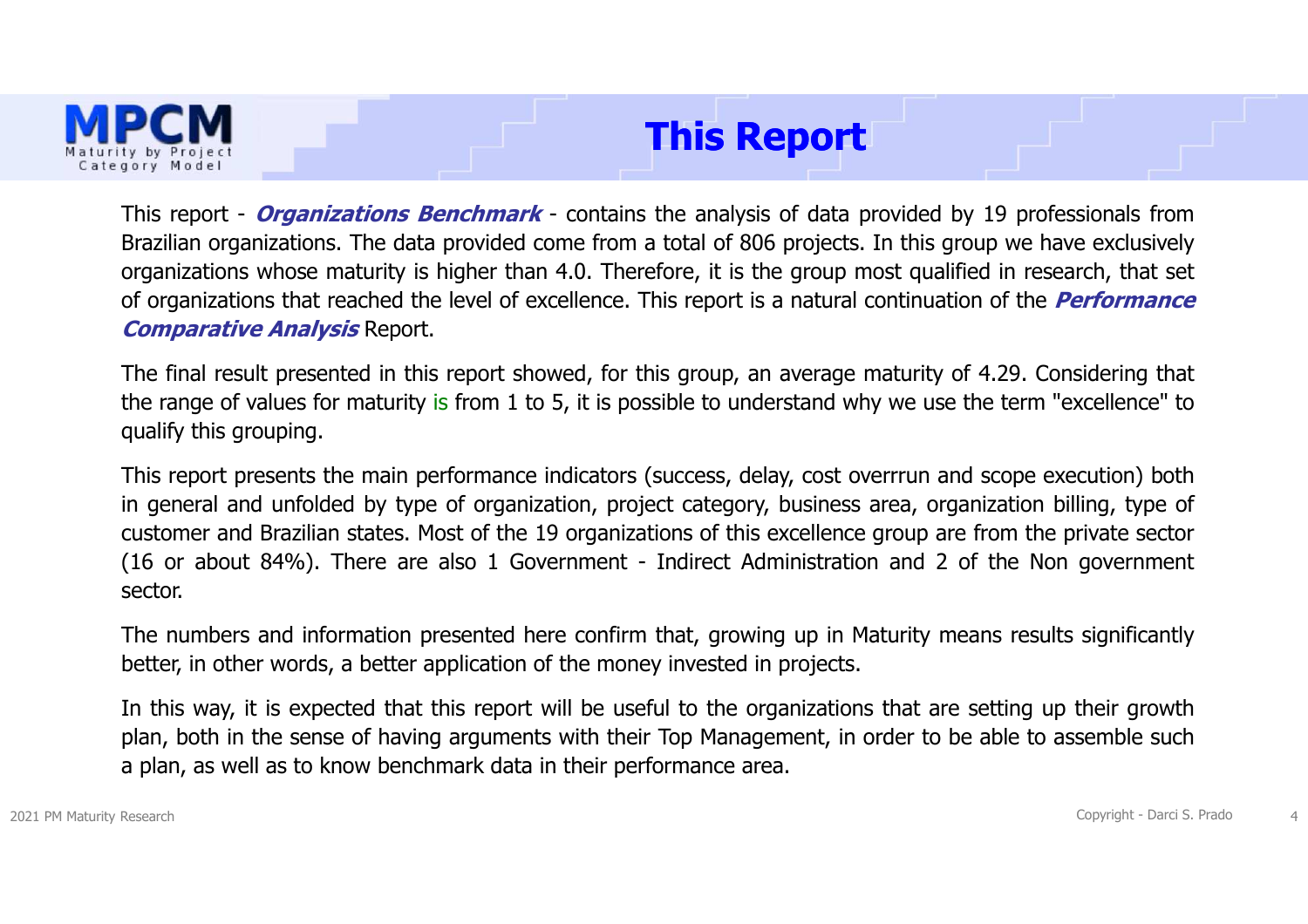# This Report

This report - ***Organizations Benchmark*** - contains the analysis of data provided by 19 professionals from Brazilian organizations. The data provided come from a total of 806 projects. In this group we have exclusively organizations whose maturity is higher than 4.0. Therefore, it is the group most qualified in research, that set of organizations that reached the level of excellence. This report is a natural continuation of the ***Performance Comparative Analysis*** Report.

The final result presented in this report showed, for this group, an average maturity of 4.29. Considering that the range of values for maturity is from 1 to 5, it is possible to understand why we use the term "excellence" to qualify this grouping.

This report presents the main performance indicators (success, delay, cost overrrun and scope execution) both in general and unfolded by type of organization, project category, business area, organization billing, type of customer and Brazilian states. Most of the 19 organizations of this excellence group are from the private sector (16 or about 84%). There are also 1 Government - Indirect Administration and 2 of the Non government sector.

The numbers and information presented here confirm that, growing up in Maturity means results significantly better, in other words, a better application of the money invested in projects.

In this way, it is expected that this report will be useful to the organizations that are setting up their growth plan, both in the sense of having arguments with their Top Management, in order to be able to assemble such a plan, as well as to know benchmark data in their performance area.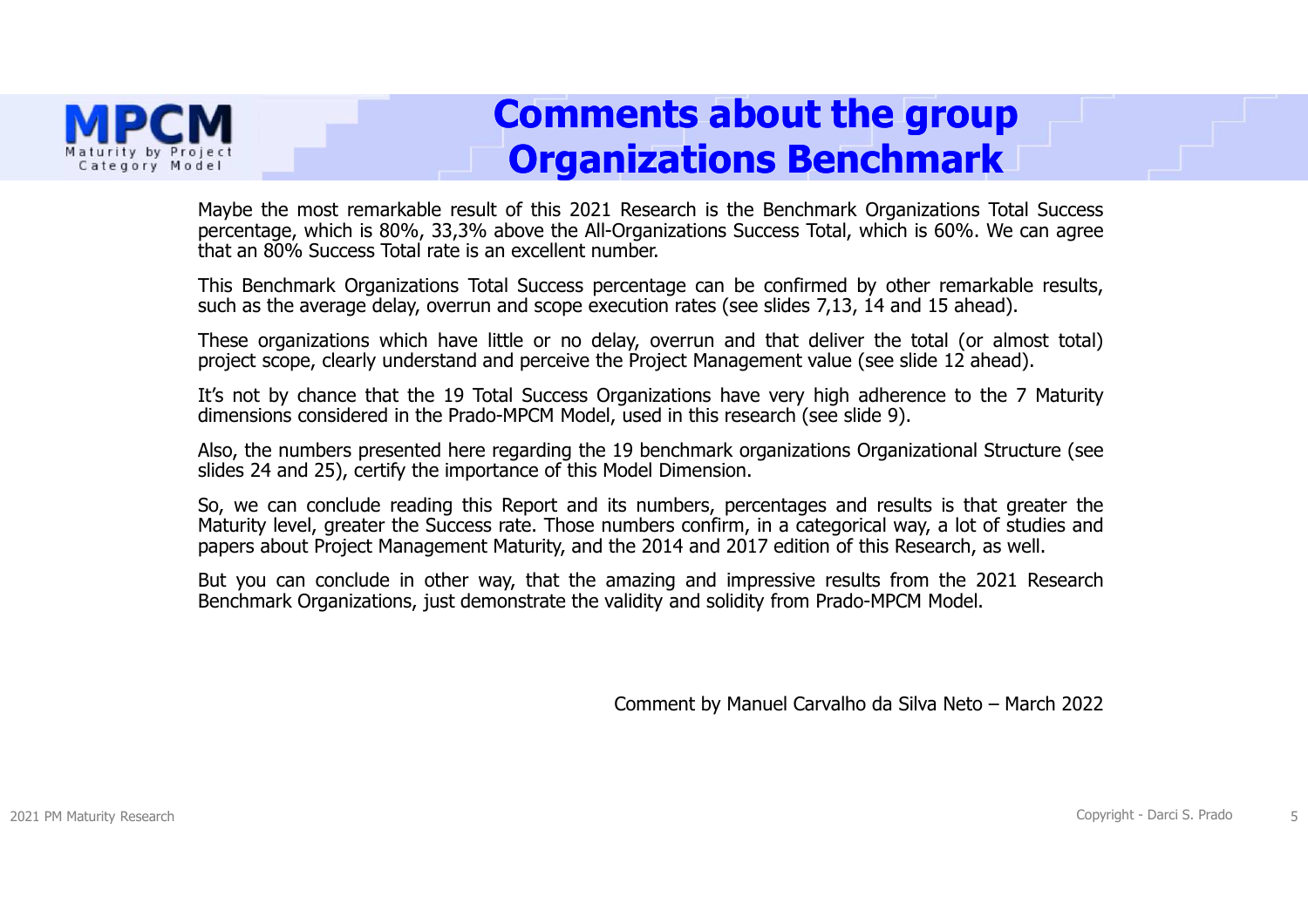# Comments about the group Organizations Benchmark

Maybe the most remarkable result of this 2021 Research is the Benchmark Organizations Total Success percentage, which is 80%, 33,3% above the All-Organizations Success Total, which is 60%. We can agree that an 80% Success Total rate is an excellent number.

This Benchmark Organizations Total Success percentage can be confirmed by other remarkable results, such as the average delay, overrun and scope execution rates (see slides 7,13, 14 and 15 ahead).

These organizations which have little or no delay, overrun and that deliver the total (or almost total) project scope, clearly understand and perceive the Project Management value (see slide 12 ahead).

It's not by chance that the 19 Total Success Organizations have very high adherence to the 7 Maturity dimensions considered in the Prado-MPCM Model, used in this research (see slide 9).

Also, the numbers presented here regarding the 19 benchmark organizations Organizational Structure (see slides 24 and 25), certify the importance of this Model Dimension.

So, we can conclude reading this Report and its numbers, percentages and results is that greater the Maturity level, greater the Success rate. Those numbers confirm, in a categorical way, a lot of studies and papers about Project Management Maturity, and the 2014 and 2017 edition of this Research, as well.

But you can conclude in other way, that the amazing and impressive results from the 2021 Research Benchmark Organizations, just demonstrate the validity and solidity from Prado-MPCM Model.

Comment by Manuel Carvalho da Silva Neto – March 2022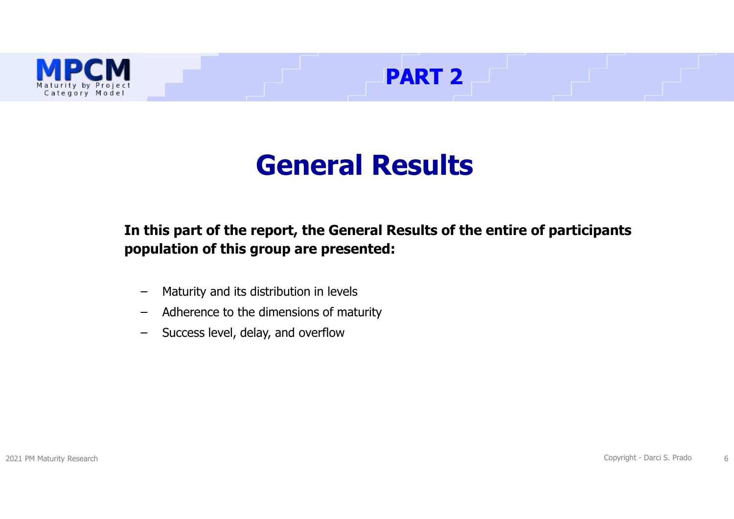## PART 2

# General Results

**In this part of the report, the General Results of the entire of participants population of this group are presented:**

- Maturity and its distribution in levels
- Adherence to the dimensions of maturity
- Success level, delay, and overflow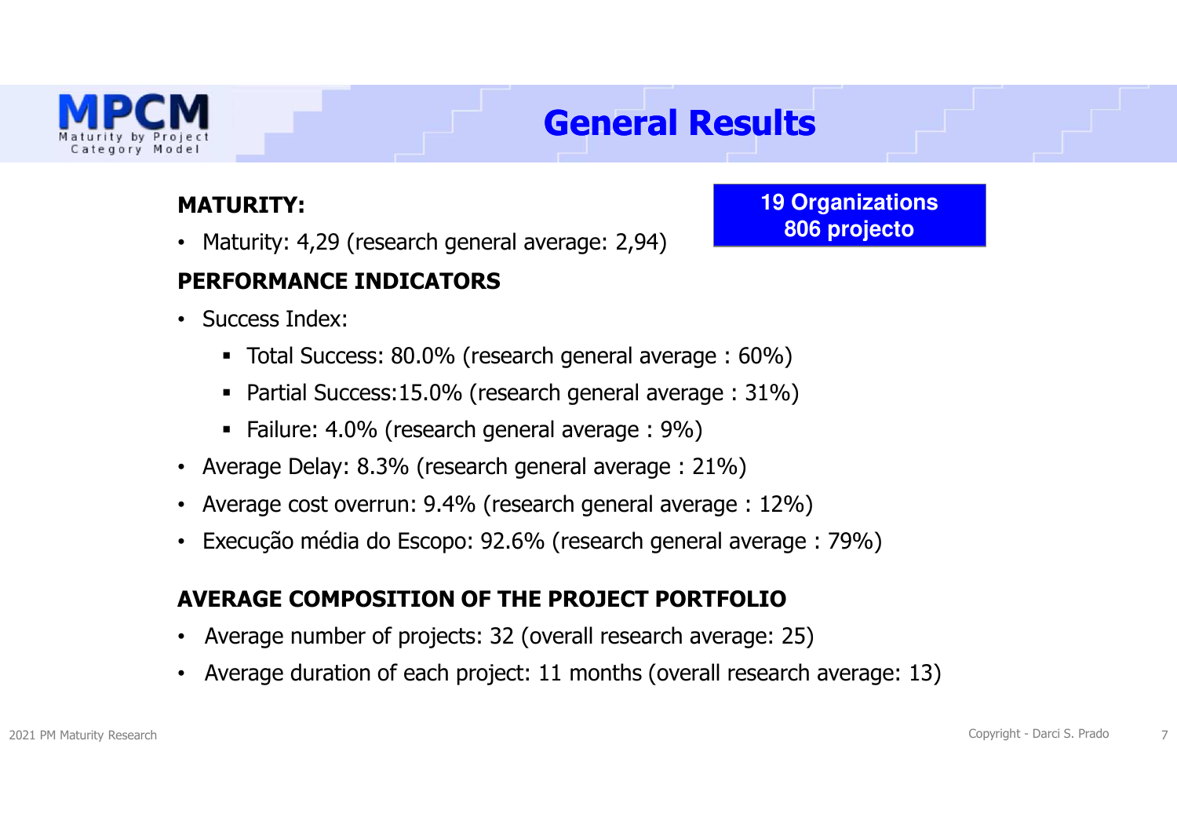# General Results

**19 Organizations**
**806 projecto**

**MATURITY:**

- Maturity: 4,29 (research general average: 2,94)

**PERFORMANCE INDICATORS**

- Success Index:
  - Total Success: 80.0% (research general average : 60%)
  - Partial Success:15.0% (research general average : 31%)
  - Failure: 4.0% (research general average : 9%)
- Average Delay: 8.3% (research general average : 21%)
- Average cost overrun: 9.4% (research general average : 12%)
- Execução média do Escopo: 92.6% (research general average : 79%)

**AVERAGE COMPOSITION OF THE PROJECT PORTFOLIO**

- Average number of projects: 32 (overall research average: 25)
- Average duration of each project: 11 months (overall research average: 13)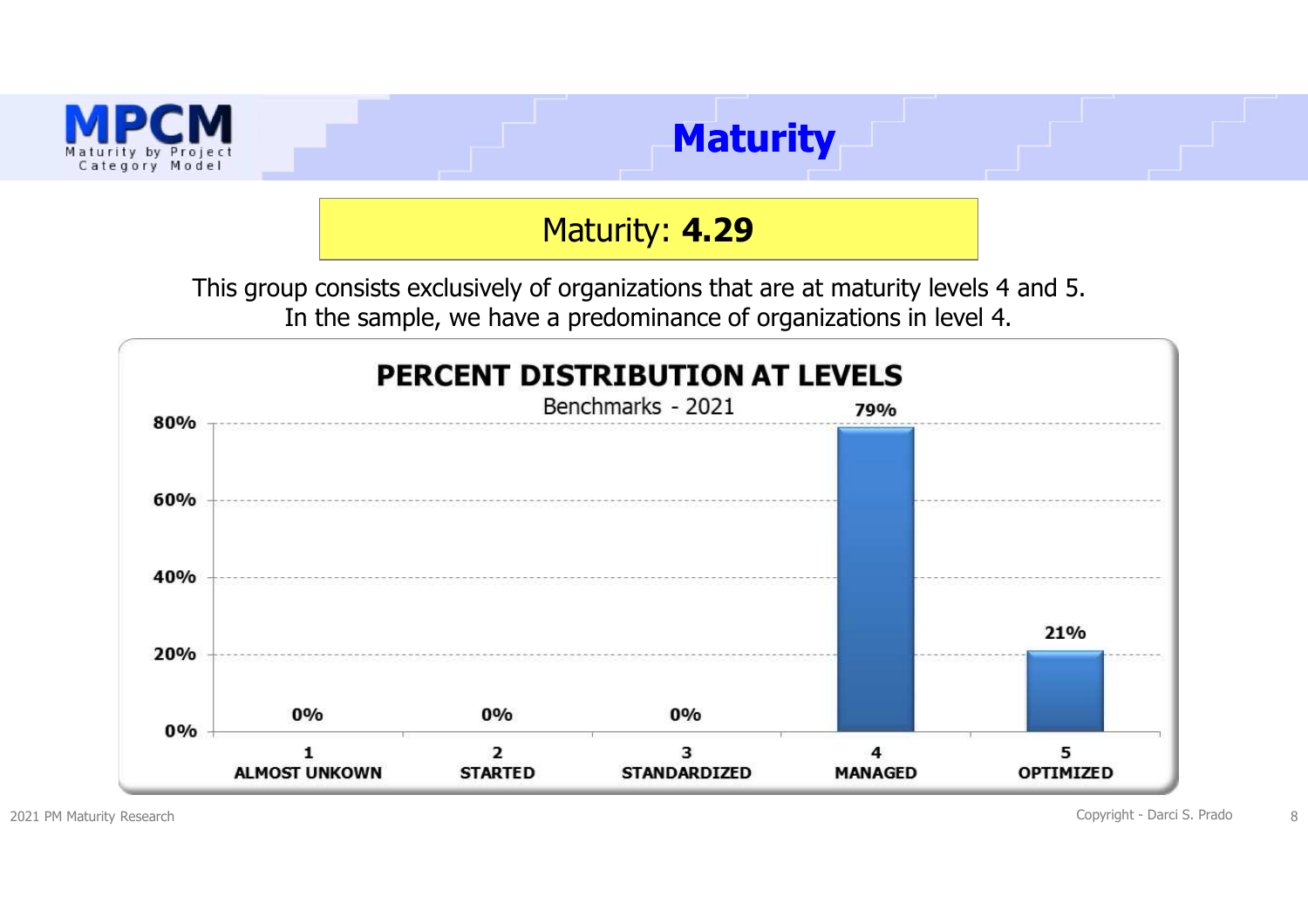# Maturity

**Maturity: 4.29**

This group consists exclusively of organizations that are at maturity levels 4 and 5.
In the sample, we have a predominance of organizations in level 4.

**PERCENT DISTRIBUTION AT LEVELS**

Benchmarks - 2021

| Level | Percent |
| --- | --- |
| 1 ALMOST UNKOWN | 0% |
| 2 STARTED | 0% |
| 3 STANDARDIZED | 0% |
| 4 MANAGED | 79% |
| 5 OPTIMIZED | 21% |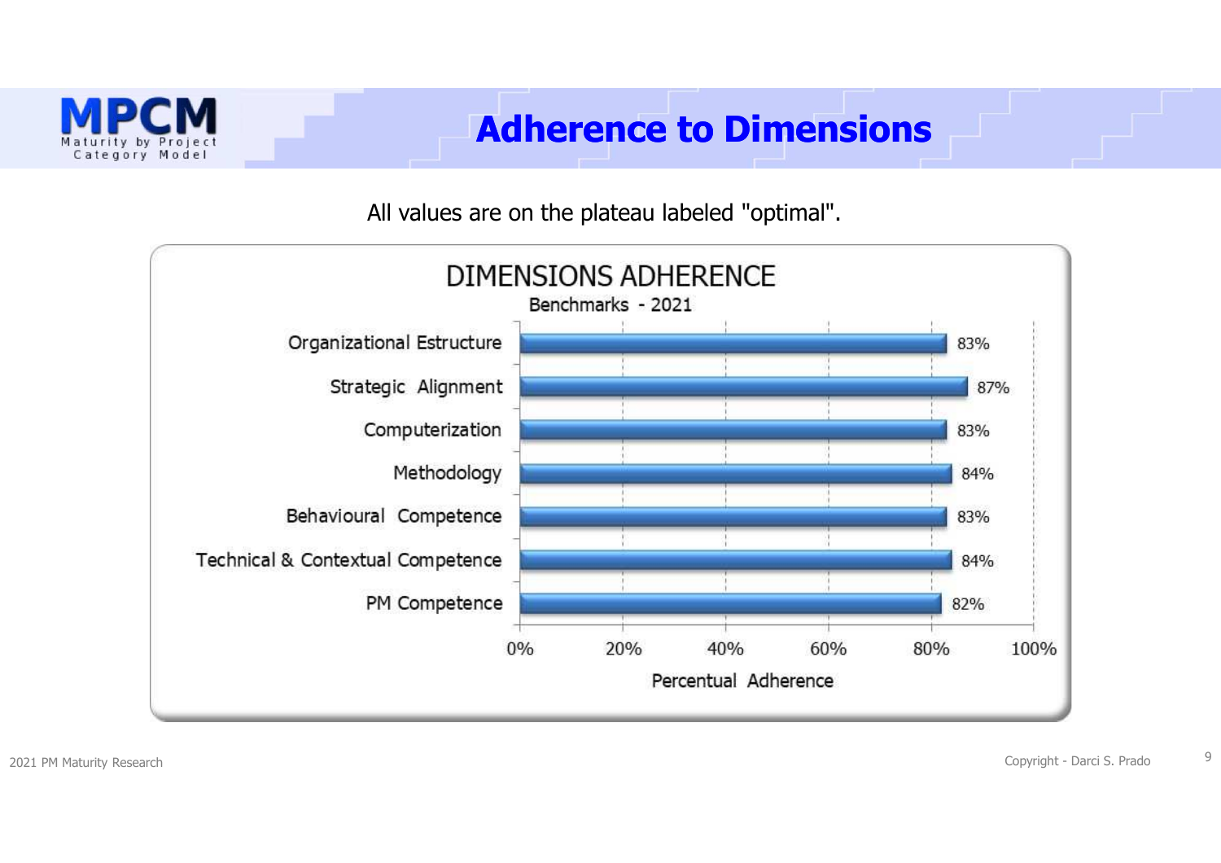# Adherence to Dimensions

All values are on the plateau labeled "optimal".

**DIMENSIONS ADHERENCE**

Benchmarks - 2021

| Dimension | Percentual Adherence |
|---|---|
| Organizational Estructure | 83% |
| Strategic Alignment | 87% |
| Computerization | 83% |
| Methodology | 84% |
| Behavioural Competence | 83% |
| Technical & Contextual Competence | 84% |
| PM Competence | 82% |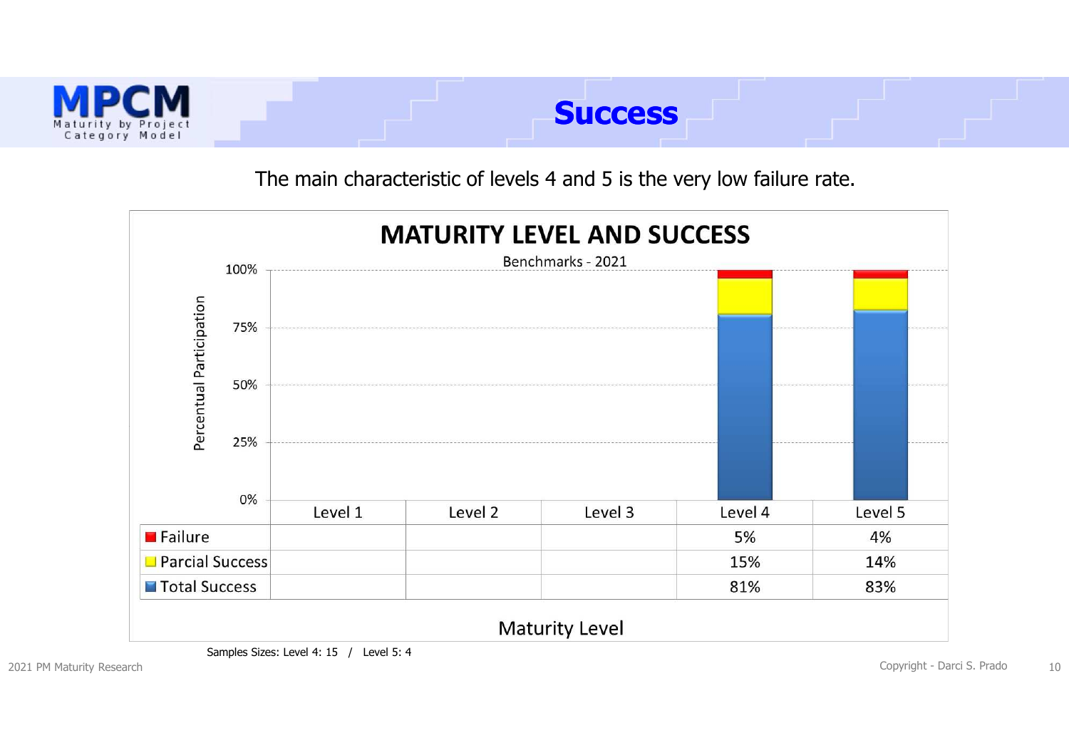# Success

The main characteristic of levels 4 and 5 is the very low failure rate.

**MATURITY LEVEL AND SUCCESS**

Benchmarks - 2021

| | Level 1 | Level 2 | Level 3 | Level 4 | Level 5 |
|---|---|---|---|---|---|
| Failure | | | | 5% | 4% |
| Parcial Success | | | | 15% | 14% |
| Total Success | | | | 81% | 83% |

Maturity Level

Samples Sizes: Level 4: 15 / Level 5: 4

2021 PM Maturity Research

Copyright - Darci S. Prado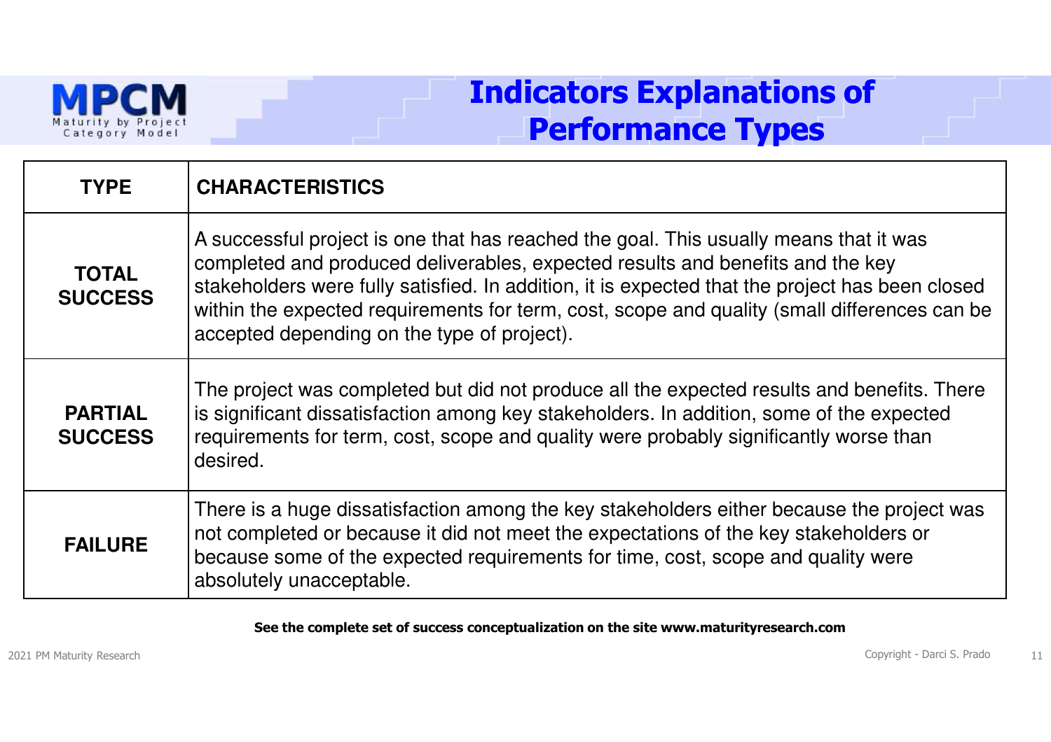# Indicators Explanations of Performance Types

| TYPE | CHARACTERISTICS |
| --- | --- |
| **TOTAL SUCCESS** | A successful project is one that has reached the goal. This usually means that it was completed and produced deliverables, expected results and benefits and the key stakeholders were fully satisfied. In addition, it is expected that the project has been closed within the expected requirements for term, cost, scope and quality (small differences can be accepted depending on the type of project). |
| **PARTIAL SUCCESS** | The project was completed but did not produce all the expected results and benefits. There is significant dissatisfaction among key stakeholders. In addition, some of the expected requirements for term, cost, scope and quality were probably significantly worse than desired. |
| **FAILURE** | There is a huge dissatisfaction among the key stakeholders either because the project was not completed or because it did not meet the expectations of the key stakeholders or because some of the expected requirements for time, cost, scope and quality were absolutely unacceptable. |

**See the complete set of success conceptualization on the site www.maturityresearch.com**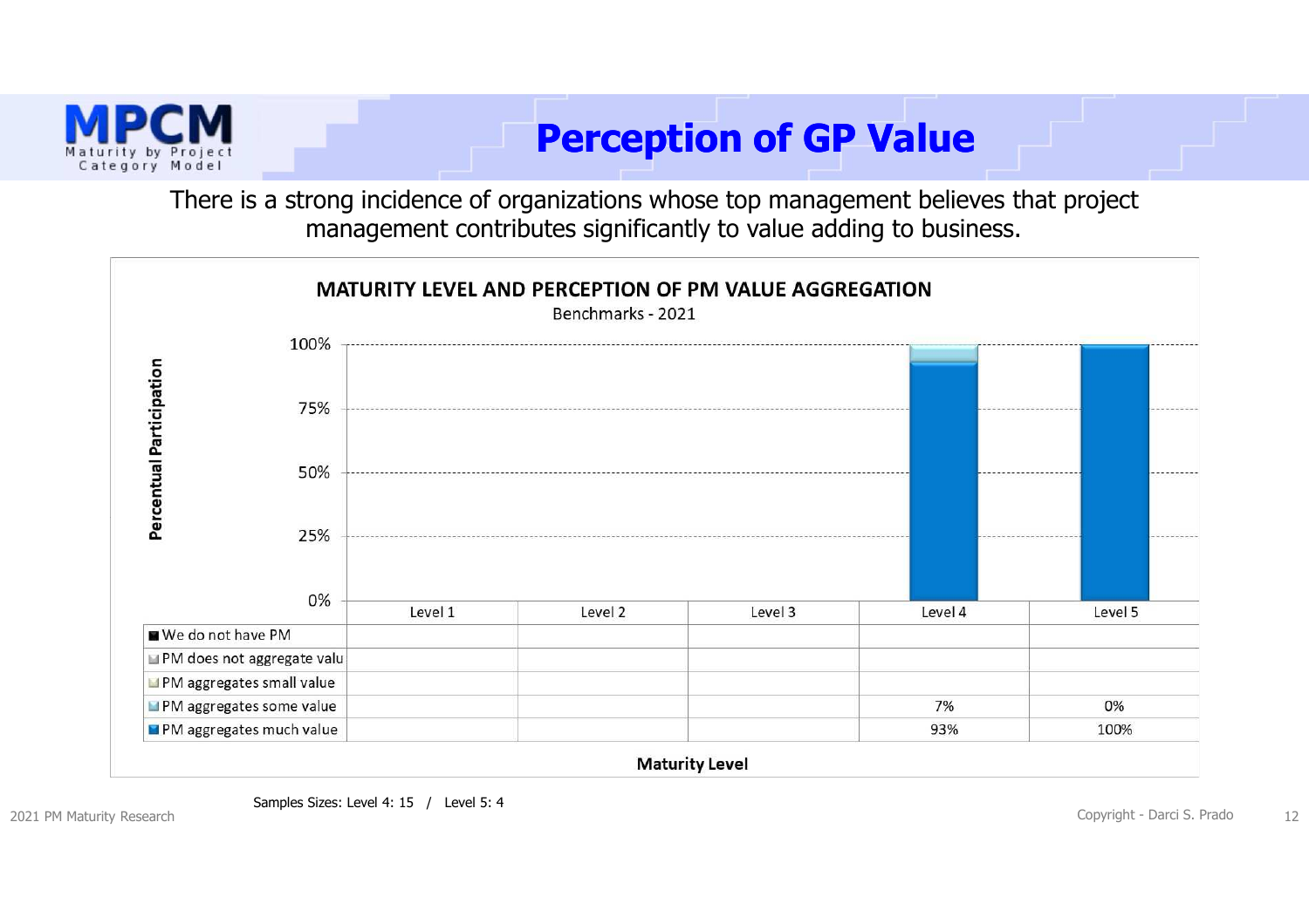# Perception of GP Value

There is a strong incidence of organizations whose top management believes that project management contributes significantly to value adding to business.

**MATURITY LEVEL AND PERCEPTION OF PM VALUE AGGREGATION**

Benchmarks - 2021

| | Level 1 | Level 2 | Level 3 | Level 4 | Level 5 |
|---|---|---|---|---|---|
| We do not have PM | | | | | |
| PM does not aggregate valu | | | | | |
| PM aggregates small value | | | | | |
| PM aggregates some value | | | | 7% | 0% |
| PM aggregates much value | | | | 93% | 100% |

Maturity Level

Samples Sizes: Level 4: 15 / Level 5: 4

2021 PM Maturity Research

Copyright - Darci S. Prado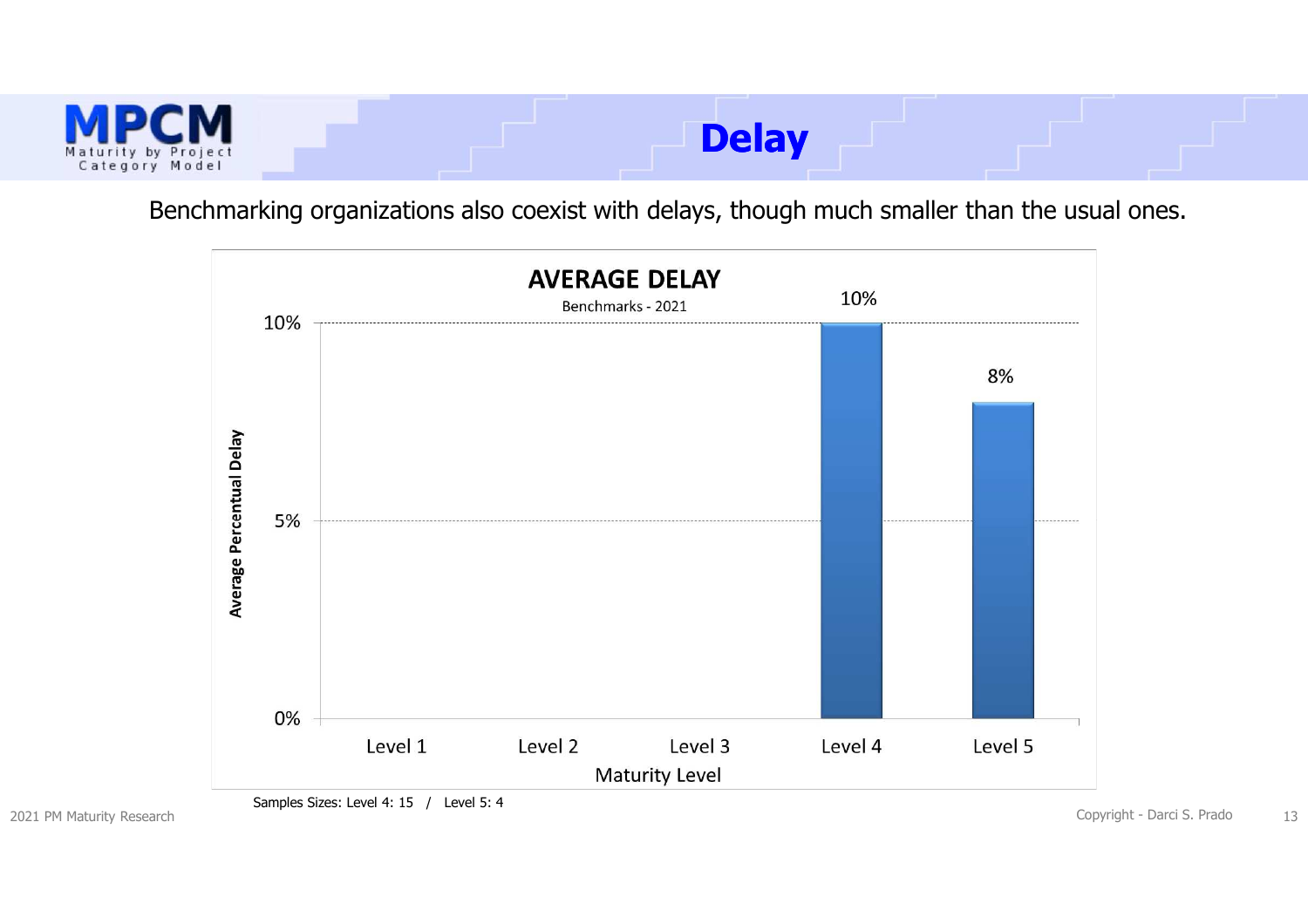# Delay

Benchmarking organizations also coexist with delays, though much smaller than the usual ones.

**AVERAGE DELAY**

Benchmarks - 2021

| Maturity Level | Average Percentual Delay |
|---|---|
| Level 1 | |
| Level 2 | |
| Level 3 | |
| Level 4 | 10% |
| Level 5 | 8% |

Samples Sizes: Level 4: 15 / Level 5: 4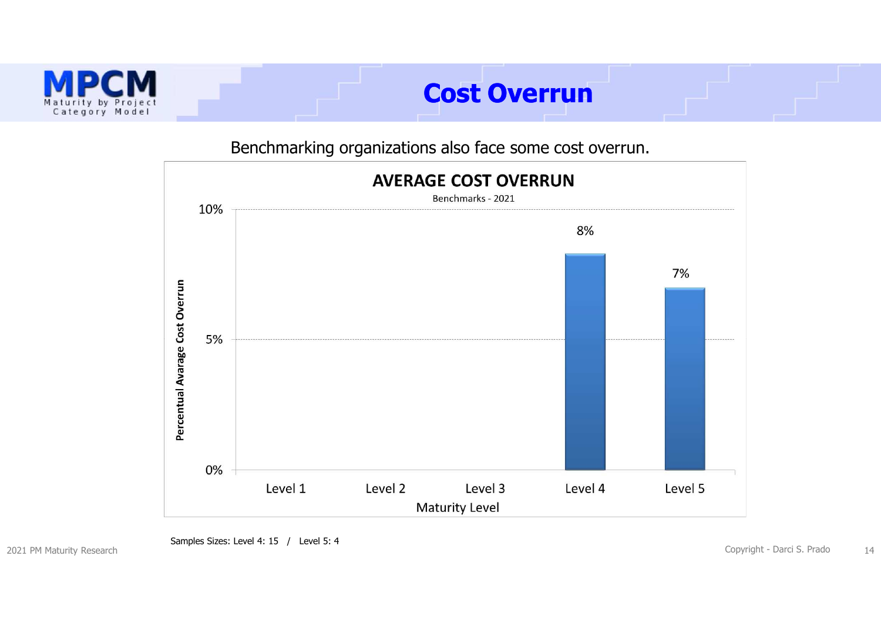# Cost Overrun

Benchmarking organizations also face some cost overrun.

**AVERAGE COST OVERRUN**

Benchmarks - 2021

| Maturity Level | Percentual Avarage Cost Overrun |
|---|---|
| Level 1 | |
| Level 2 | |
| Level 3 | |
| Level 4 | 8% |
| Level 5 | 7% |

Samples Sizes: Level 4: 15 / Level 5: 4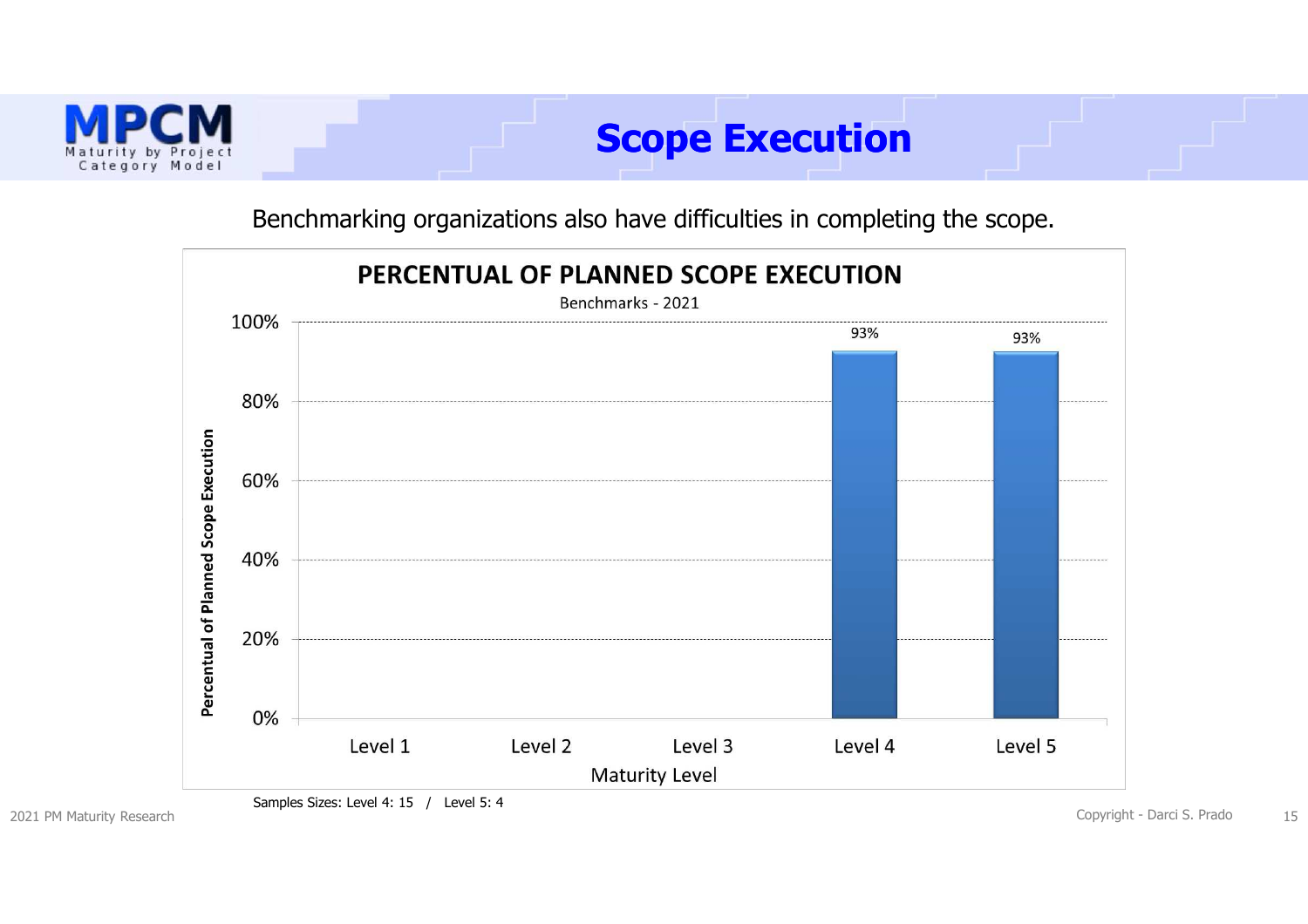# Scope Execution

Benchmarking organizations also have difficulties in completing the scope.

**PERCENTUAL OF PLANNED SCOPE EXECUTION**

Benchmarks - 2021

| Maturity Level | Percentual of Planned Scope Execution |
|---|---|
| Level 1 | |
| Level 2 | |
| Level 3 | |
| Level 4 | 93% |
| Level 5 | 93% |

Samples Sizes: Level 4: 15 / Level 5: 4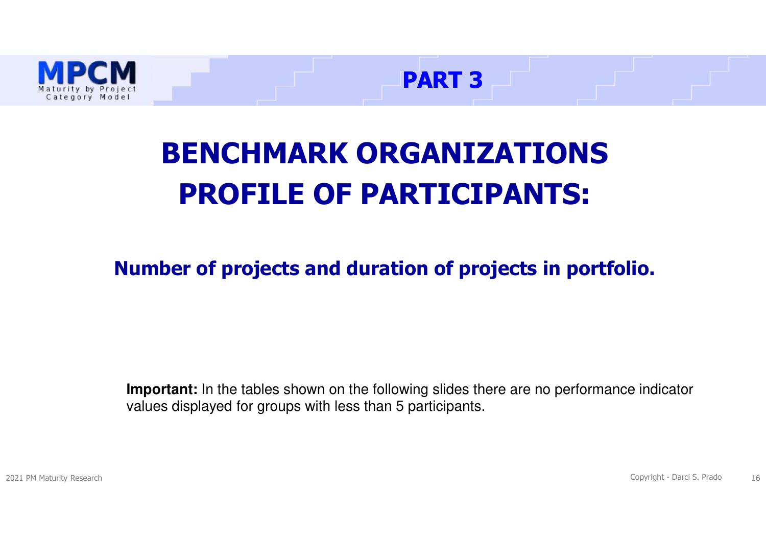PART 3

# BENCHMARK ORGANIZATIONS PROFILE OF PARTICIPANTS:

## Number of projects and duration of projects in portfolio.

**Important:** In the tables shown on the following slides there are no performance indicator values displayed for groups with less than 5 participants.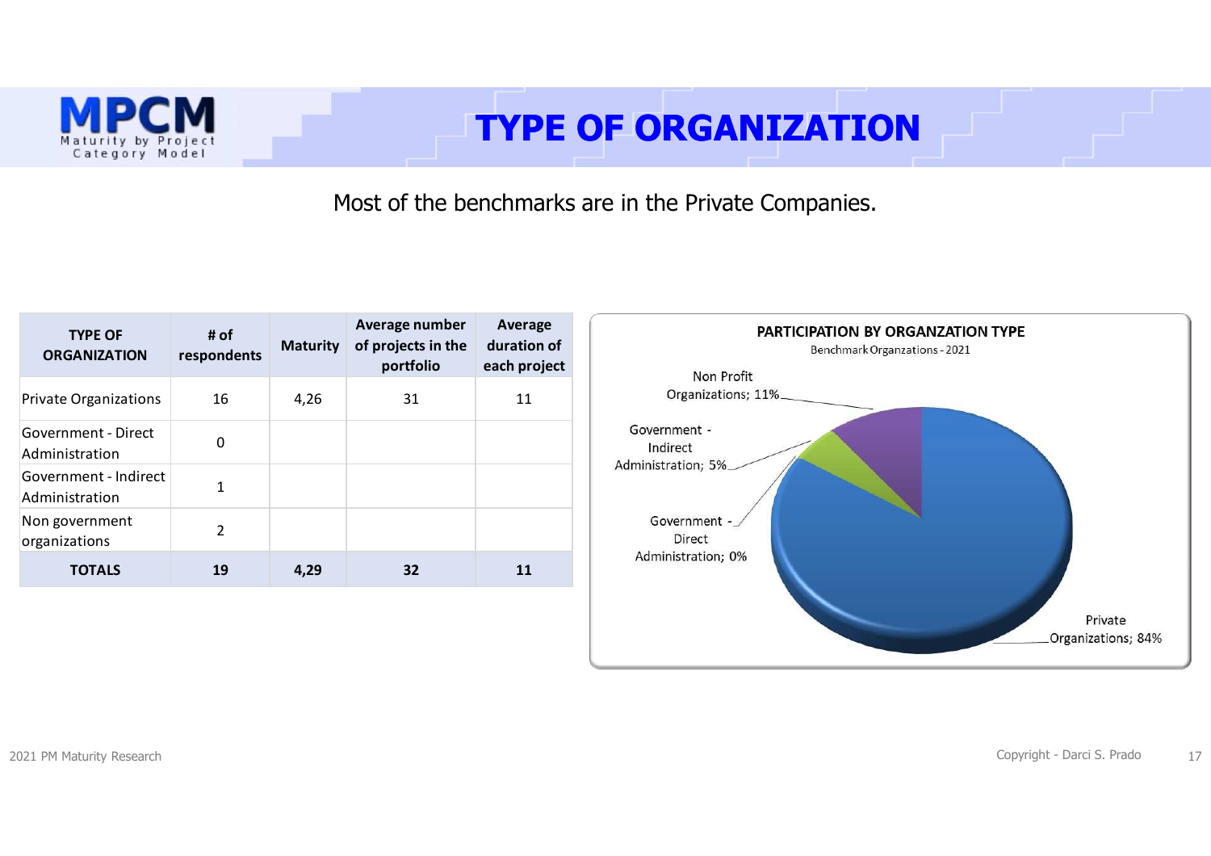# TYPE OF ORGANIZATION

Most of the benchmarks are in the Private Companies.

| TYPE OF ORGANIZATION | # of respondents | Maturity | Average number of projects in the portfolio | Average duration of each project |
|---|---|---|---|---|
| Private Organizations | 16 | 4,26 | 31 | 11 |
| Government - Direct Administration | 0 | | | |
| Government - Indirect Administration | 1 | | | |
| Non government organizations | 2 | | | |
| **TOTALS** | **19** | **4,29** | **32** | **11** |

**PARTICIPATION BY ORGANZATION TYPE**

Benchmark Organzations - 2021

- Non Profit Organizations; 11%
- Government - Indirect Administration; 5%
- Government - Direct Administration; 0%
- Private Organizations; 84%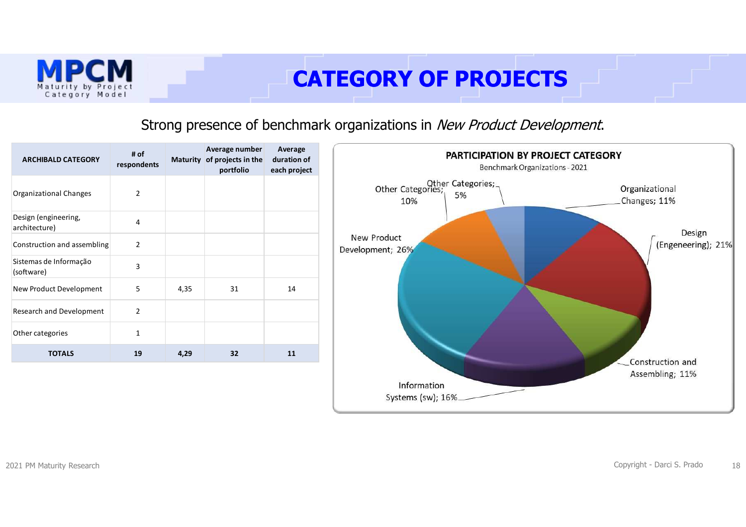# CATEGORY OF PROJECTS

Strong presence of benchmark organizations in *New Product Development*.

| ARCHIBALD CATEGORY | # of respondents | Maturity | Average number of projects in the portfolio | Average duration of each project |
|---|---|---|---|---|
| Organizational Changes | 2 | | | |
| Design (engineering, architecture) | 4 | | | |
| Construction and assembling | 2 | | | |
| Sistemas de Informação (software) | 3 | | | |
| New Product Development | 5 | 4,35 | 31 | 14 |
| Research and Development | 2 | | | |
| Other categories | 1 | | | |
| **TOTALS** | **19** | **4,29** | **32** | **11** |

**PARTICIPATION BY PROJECT CATEGORY**

Benchmark Organizations - 2021

- Organizational Changes; 11%
- Design (Engeneering); 21%
- Construction and Assembling; 11%
- Information Systems (sw); 16%
- New Product Development; 26%
- Other Categories; 10%
- Other Categories; 5%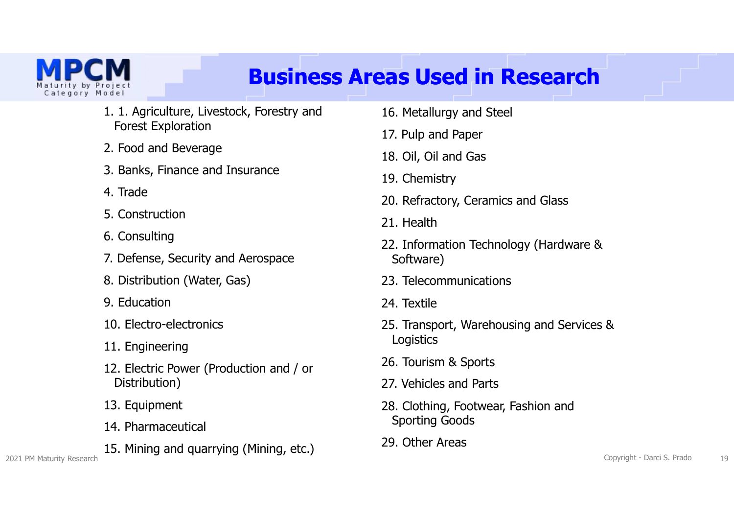# Business Areas Used in Research

1. 1. Agriculture, Livestock, Forestry and Forest Exploration
2. Food and Beverage
3. Banks, Finance and Insurance
4. Trade
5. Construction
6. Consulting
7. Defense, Security and Aerospace
8. Distribution (Water, Gas)
9. Education
10. Electro-electronics
11. Engineering
12. Electric Power (Production and / or Distribution)
13. Equipment
14. Pharmaceutical
15. Mining and quarrying (Mining, etc.)
16. Metallurgy and Steel
17. Pulp and Paper
18. Oil, Oil and Gas
19. Chemistry
20. Refractory, Ceramics and Glass
21. Health
22. Information Technology (Hardware & Software)
23. Telecommunications
24. Textile
25. Transport, Warehousing and Services & Logistics
26. Tourism & Sports
27. Vehicles and Parts
28. Clothing, Footwear, Fashion and Sporting Goods
29. Other Areas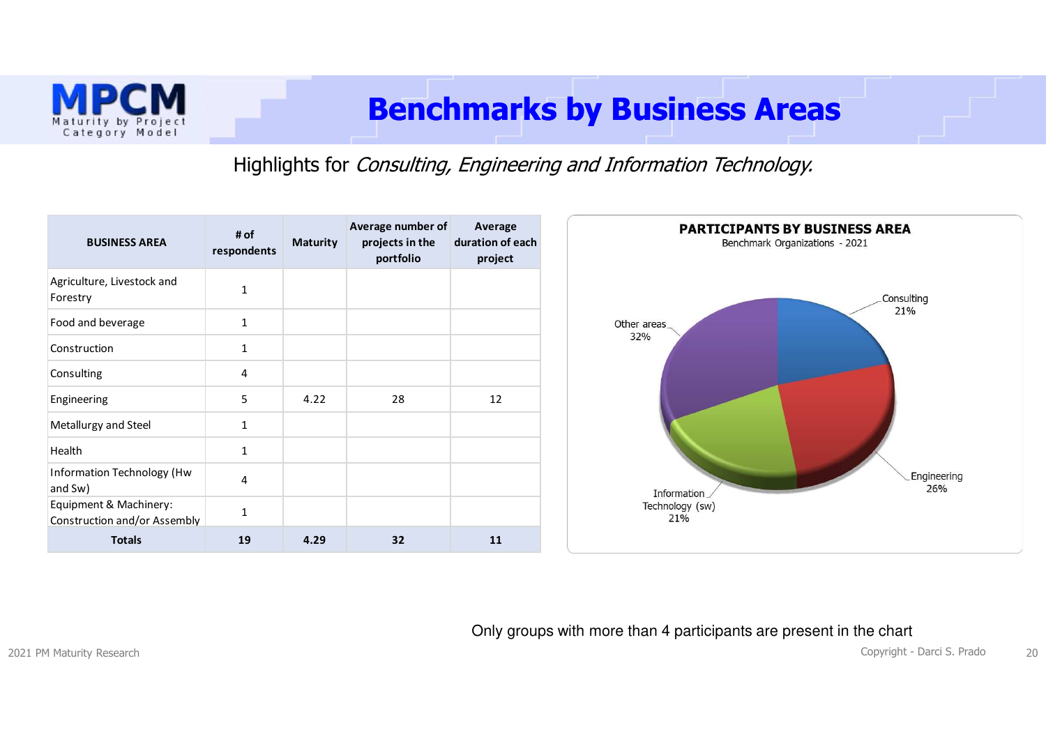# Benchmarks by Business Areas

Highlights for *Consulting, Engineering and Information Technology.*

| BUSINESS AREA | # of respondents | Maturity | Average number of projects in the portfolio | Average duration of each project |
|---|---|---|---|---|
| Agriculture, Livestock and Forestry | 1 | | | |
| Food and beverage | 1 | | | |
| Construction | 1 | | | |
| Consulting | 4 | | | |
| Engineering | 5 | 4.22 | 28 | 12 |
| Metallurgy and Steel | 1 | | | |
| Health | 1 | | | |
| Information Technology (Hw and Sw) | 4 | | | |
| Equipment & Machinery: Construction and/or Assembly | 1 | | | |
| **Totals** | **19** | **4.29** | **32** | **11** |

**PARTICIPANTS BY BUSINESS AREA**

Benchmark Organizations - 2021

- Consulting 21%
- Engineering 26%
- Information Technology (sw) 21%
- Other areas 32%

Only groups with more than 4 participants are present in the chart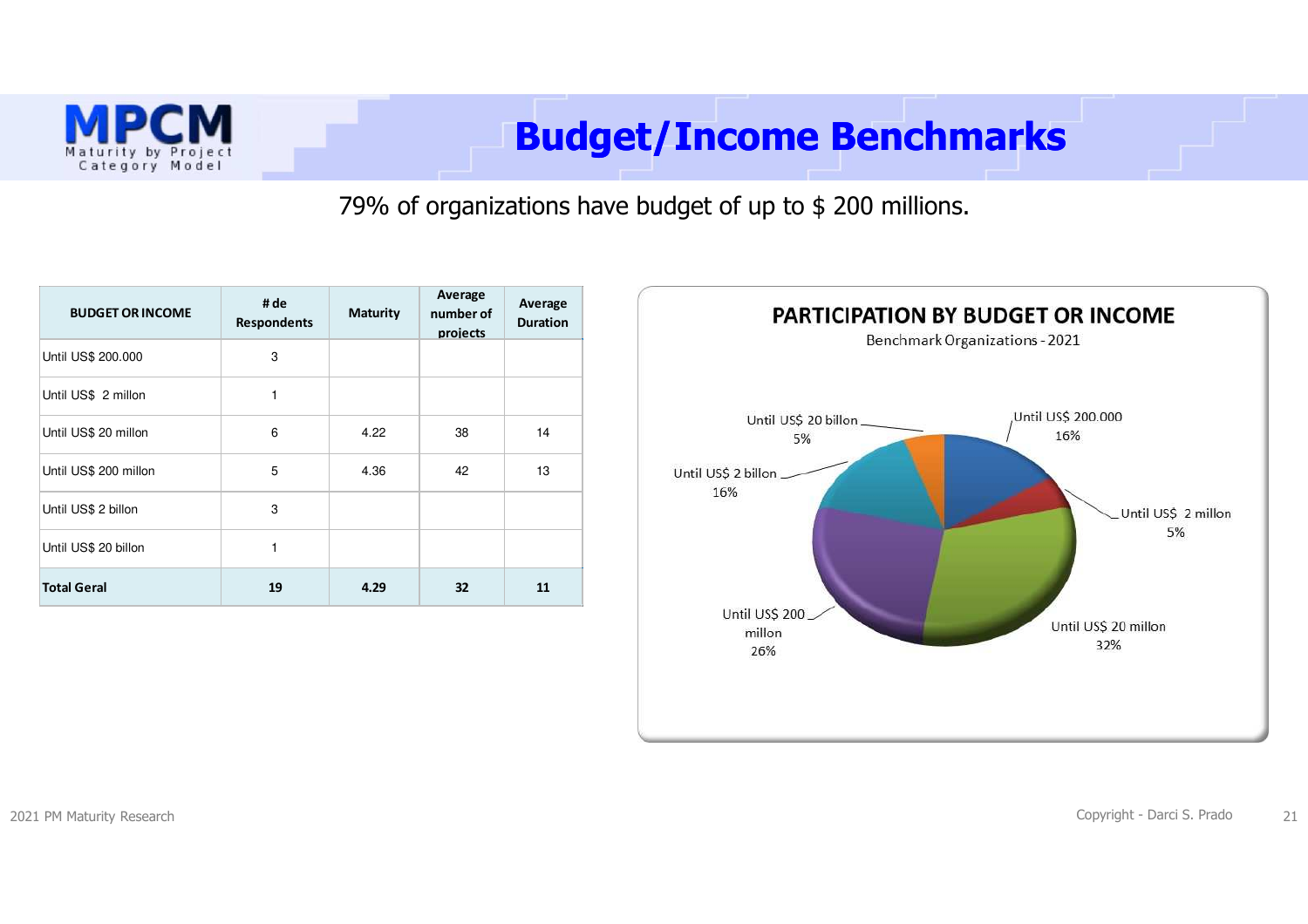# Budget/Income Benchmarks

79% of organizations have budget of up to $ 200 millions.

| BUDGET OR INCOME | # de Respondents | Maturity | Average number of projects | Average Duration |
|---|---|---|---|---|
| Until US$ 200.000 | 3 | | | |
| Until US$ 2 millon | 1 | | | |
| Until US$ 20 millon | 6 | 4.22 | 38 | 14 |
| Until US$ 200 millon | 5 | 4.36 | 42 | 13 |
| Until US$ 2 billon | 3 | | | |
| Until US$ 20 billon | 1 | | | |
| **Total Geral** | **19** | **4.29** | **32** | **11** |

**PARTICIPATION BY BUDGET OR INCOME**

Benchmark Organizations - 2021

- Until US$ 200.000: 16%
- Until US$ 2 millon: 5%
- Until US$ 20 millon: 32%
- Until US$ 200 millon: 26%
- Until US$ 2 billon: 16%
- Until US$ 20 billon: 5%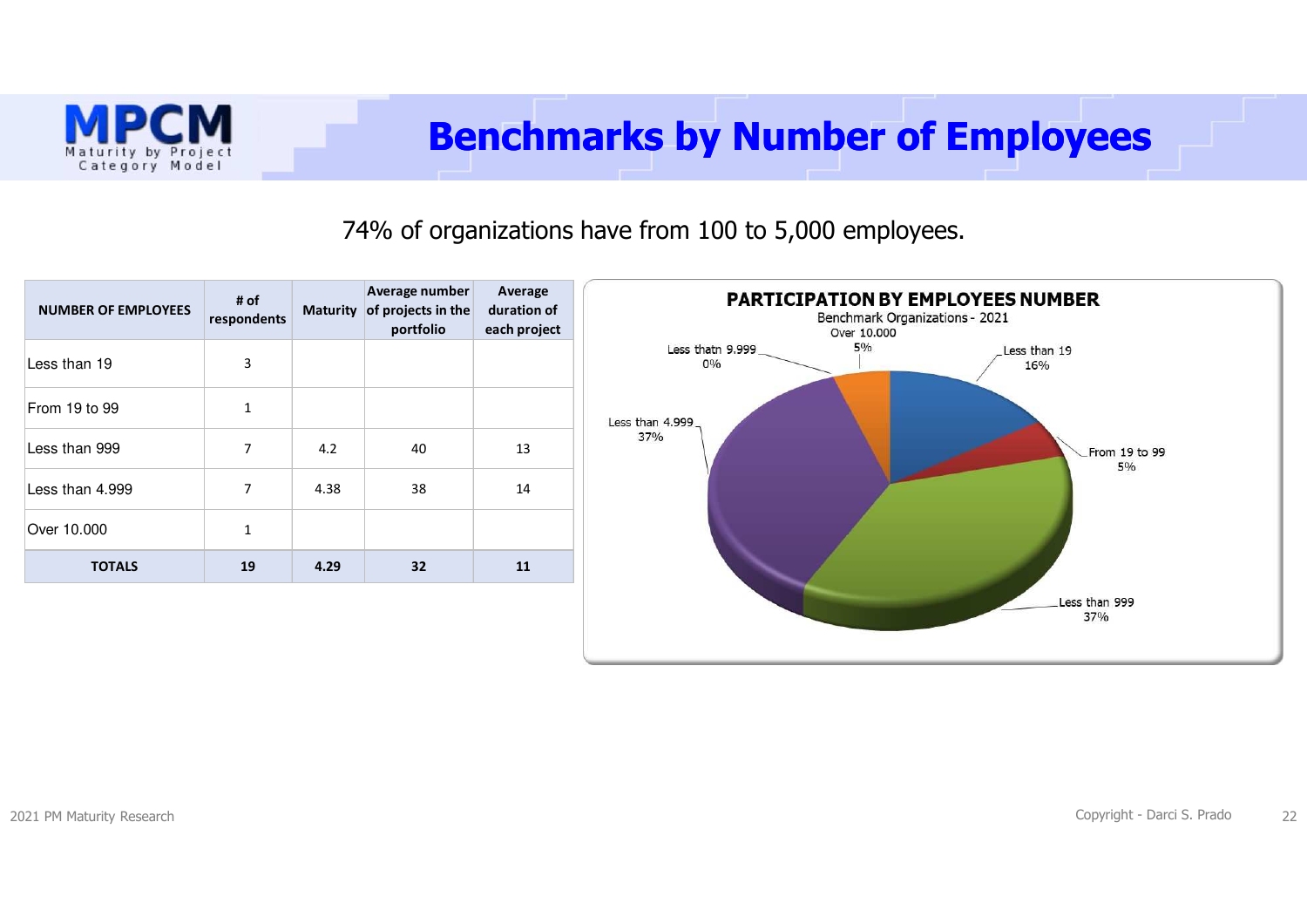# Benchmarks by Number of Employees

74% of organizations have from 100 to 5,000 employees.

| NUMBER OF EMPLOYEES | # of respondents | Maturity | Average number of projects in the portfolio | Average duration of each project |
|---|---|---|---|---|
| Less than 19 | 3 | | | |
| From 19 to 99 | 1 | | | |
| Less than 999 | 7 | 4.2 | 40 | 13 |
| Less than 4.999 | 7 | 4.38 | 38 | 14 |
| Over 10.000 | 1 | | | |
| **TOTALS** | **19** | **4.29** | **32** | **11** |

**PARTICIPATION BY EMPLOYEES NUMBER**

Benchmark Organizations - 2021

- Less than 19: 16%
- From 19 to 99: 5%
- Less than 999: 37%
- Less than 4.999: 37%
- Less thatn 9.999: 0%
- Over 10.000: 5%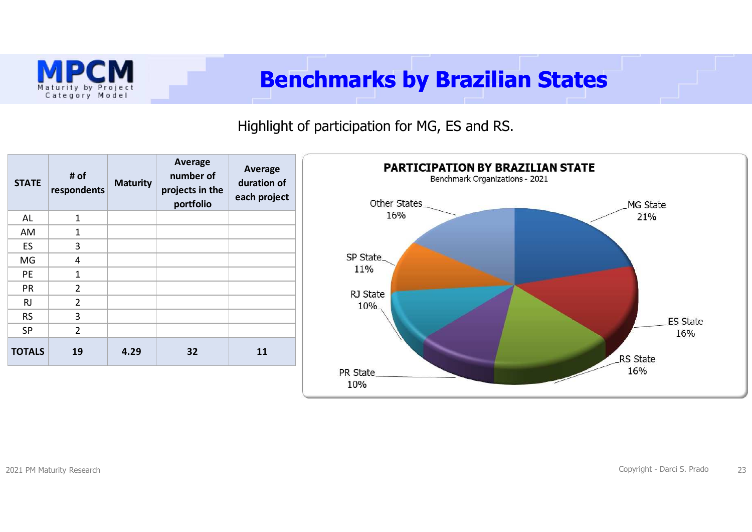# Benchmarks by Brazilian States

Highlight of participation for MG, ES and RS.

| STATE | # of respondents | Maturity | Average number of projects in the portfolio | Average duration of each project |
|---|---|---|---|---|
| AL | 1 | | | |
| AM | 1 | | | |
| ES | 3 | | | |
| MG | 4 | | | |
| PE | 1 | | | |
| PR | 2 | | | |
| RJ | 2 | | | |
| RS | 3 | | | |
| SP | 2 | | | |
| **TOTALS** | **19** | **4.29** | **32** | **11** |

**PARTICIPATION BY BRAZILIAN STATE**
Benchmark Organizations - 2021

- MG State 21%
- ES State 16%
- RS State 16%
- PR State 10%
- RJ State 10%
- SP State 11%
- Other States 16%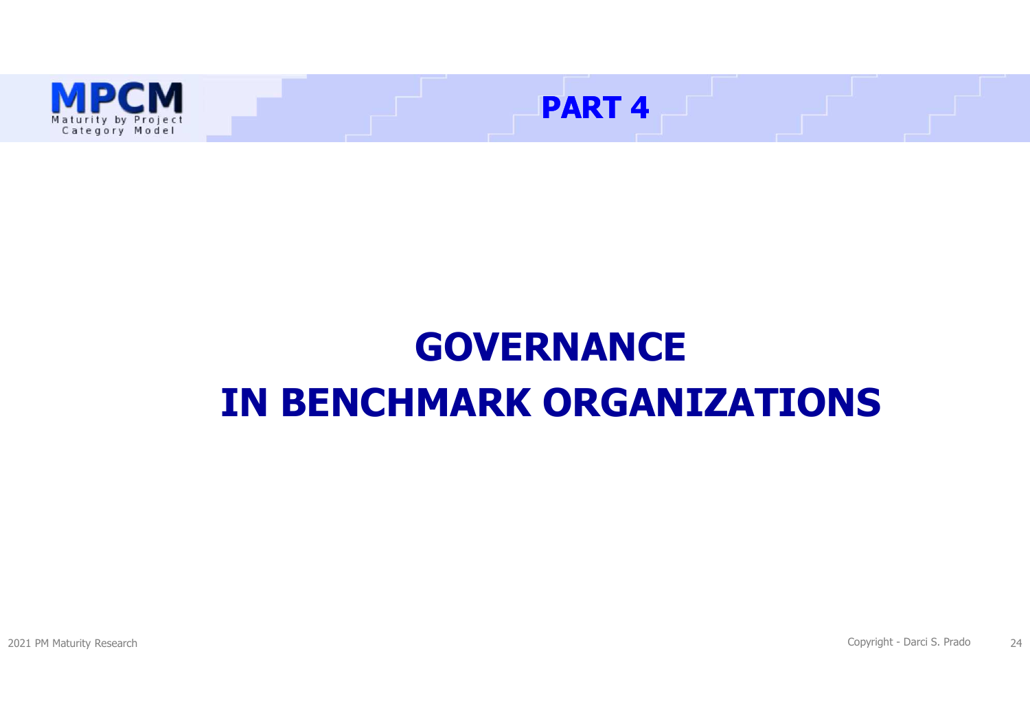## PART 4

# GOVERNANCE IN BENCHMARK ORGANIZATIONS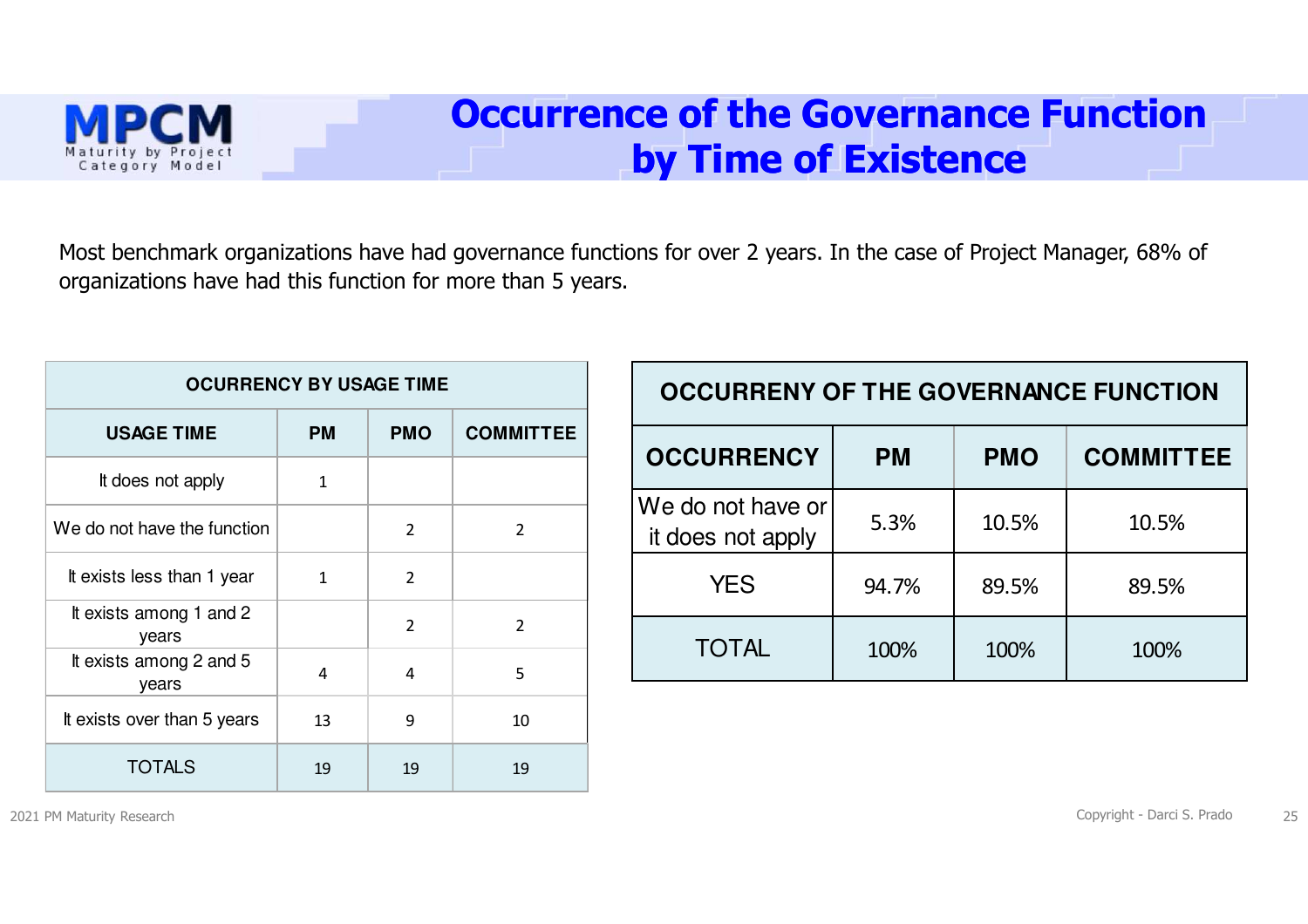# Occurrence of the Governance Function by Time of Existence

Most benchmark organizations have had governance functions for over 2 years. In the case of Project Manager, 68% of organizations have had this function for more than 5 years.

| OCURRENCY BY USAGE TIME | | | |
|---|---|---|---|
| **USAGE TIME** | **PM** | **PMO** | **COMMITTEE** |
| It does not apply | 1 | | |
| We do not have the function | | 2 | 2 |
| It exists less than 1 year | 1 | 2 | |
| It exists among 1 and 2 years | | 2 | 2 |
| It exists among 2 and 5 years | 4 | 4 | 5 |
| It exists over than 5 years | 13 | 9 | 10 |
| TOTALS | 19 | 19 | 19 |

| OCCURRENY OF THE GOVERNANCE FUNCTION | | | |
|---|---|---|---|
| **OCCURRENCY** | **PM** | **PMO** | **COMMITTEE** |
| We do not have or it does not apply | 5.3% | 10.5% | 10.5% |
| YES | 94.7% | 89.5% | 89.5% |
| TOTAL | 100% | 100% | 100% |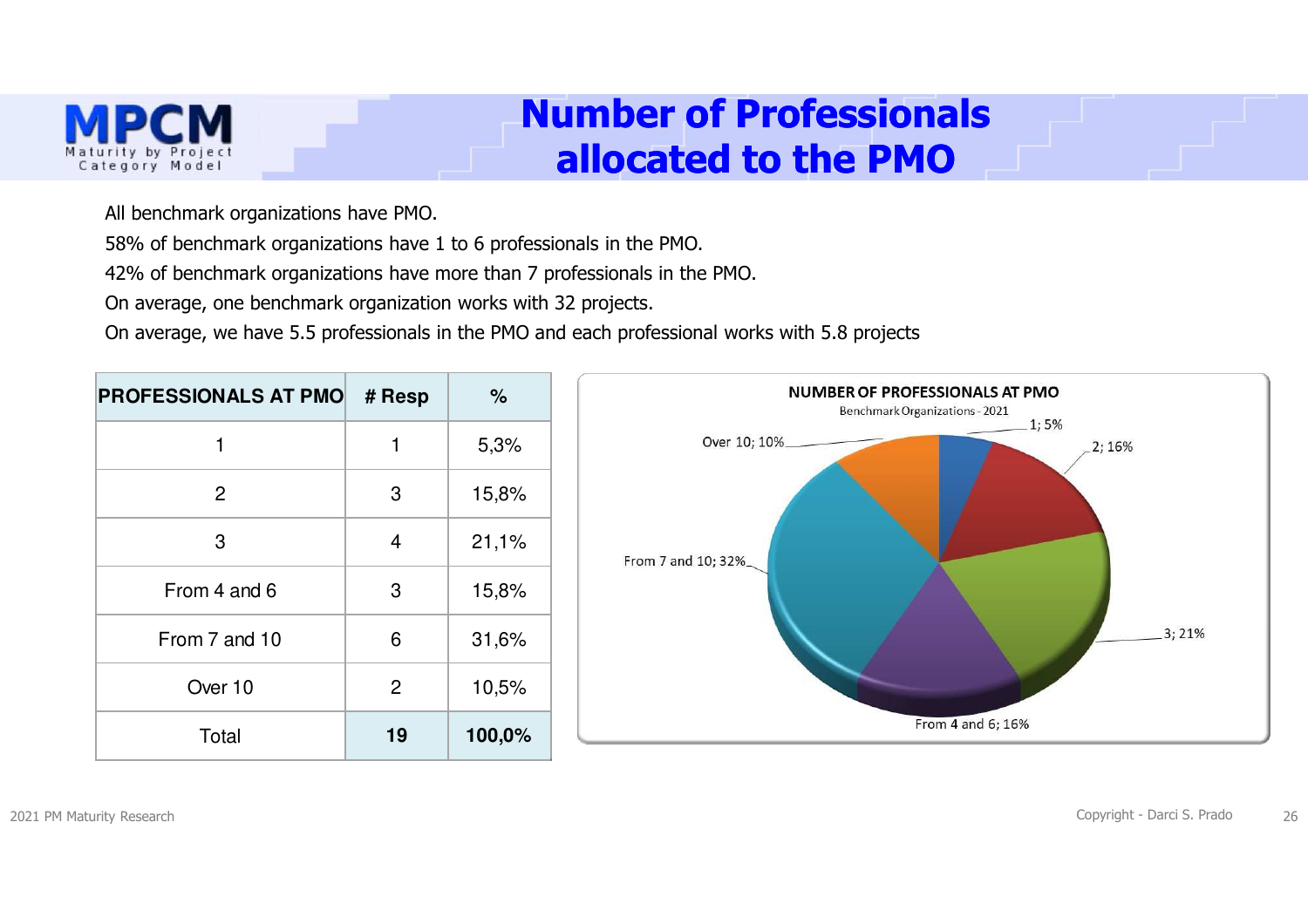# Number of Professionals allocated to the PMO

All benchmark organizations have PMO.

58% of benchmark organizations have 1 to 6 professionals in the PMO.

42% of benchmark organizations have more than 7 professionals in the PMO.

On average, one benchmark organization works with 32 projects.

On average, we have 5.5 professionals in the PMO and each professional works with 5.8 projects

| PROFESSIONALS AT PMO | # Resp | % |
|---|---|---|
| 1 | 1 | 5,3% |
| 2 | 3 | 15,8% |
| 3 | 4 | 21,1% |
| From 4 and 6 | 3 | 15,8% |
| From 7 and 10 | 6 | 31,6% |
| Over 10 | 2 | 10,5% |
| Total | **19** | **100,0%** |

**NUMBER OF PROFESSIONALS AT PMO**

Benchmark Organizations - 2021

1; 5%
2; 16%
3; 21%
From 4 and 6; 16%
From 7 and 10; 32%
Over 10; 10%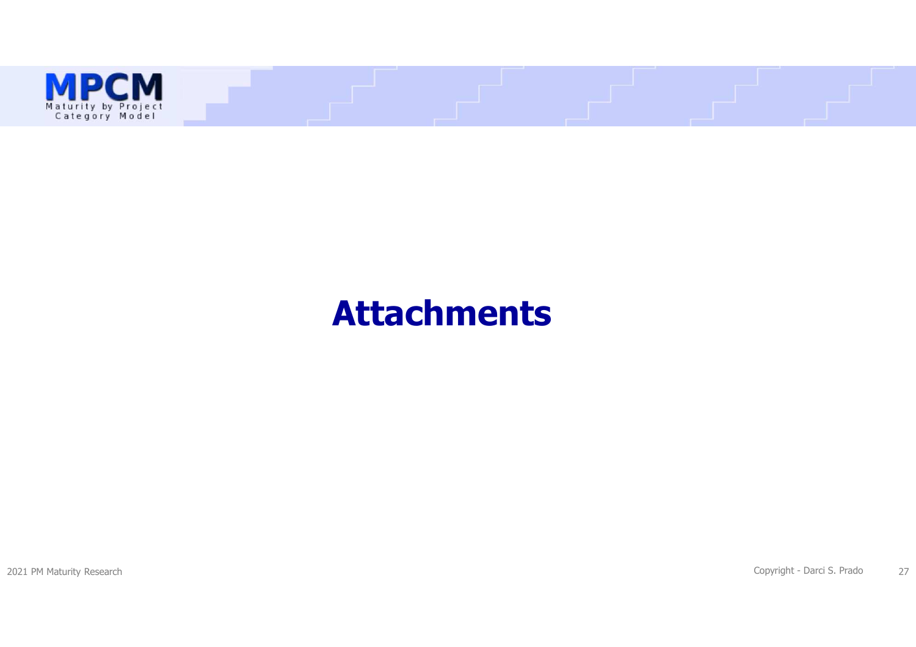# Attachments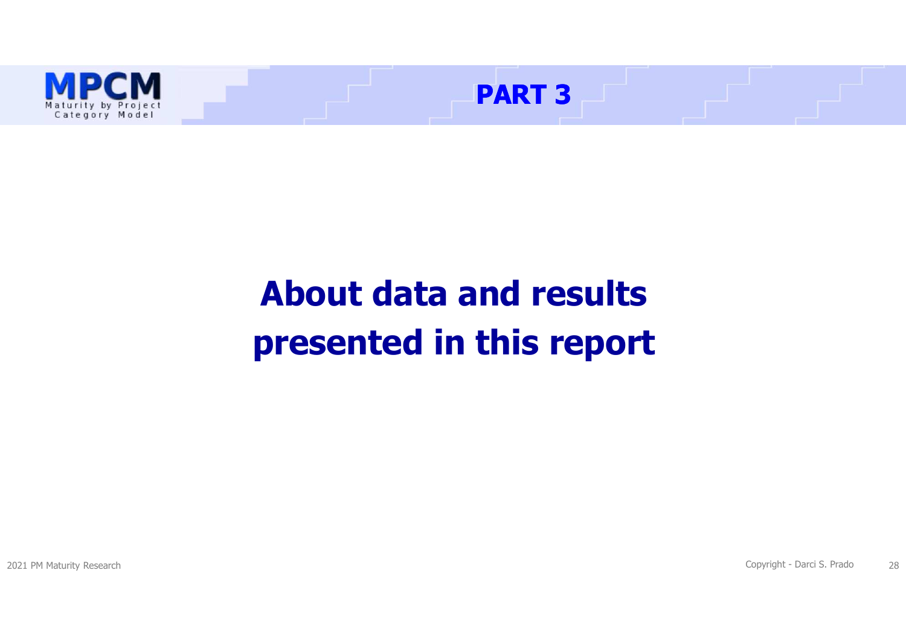# PART 3

# About data and results presented in this report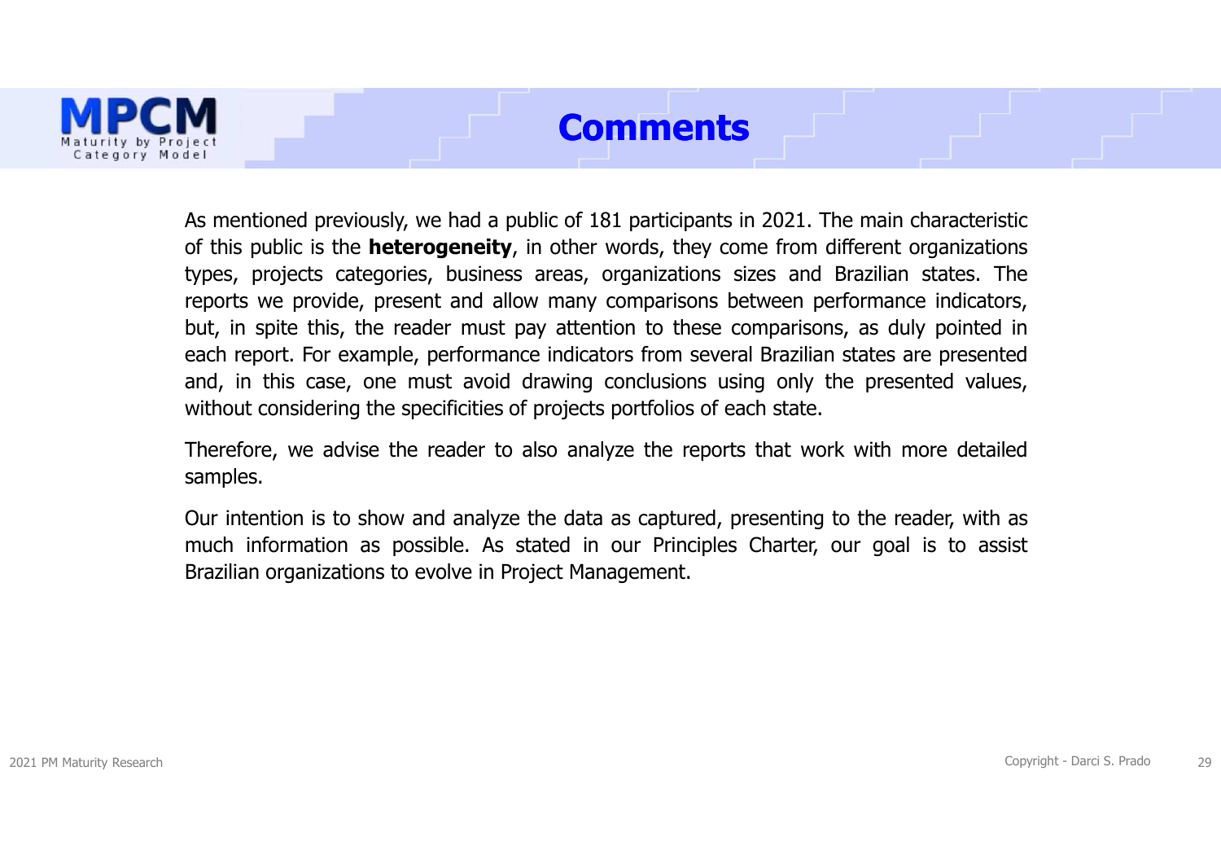# Comments

As mentioned previously, we had a public of 181 participants in 2021. The main characteristic of this public is the **heterogeneity**, in other words, they come from different organizations types, projects categories, business areas, organizations sizes and Brazilian states. The reports we provide, present and allow many comparisons between performance indicators, but, in spite this, the reader must pay attention to these comparisons, as duly pointed in each report. For example, performance indicators from several Brazilian states are presented and, in this case, one must avoid drawing conclusions using only the presented values, without considering the specificities of projects portfolios of each state.

Therefore, we advise the reader to also analyze the reports that work with more detailed samples.

Our intention is to show and analyze the data as captured, presenting to the reader, with as much information as possible. As stated in our Principles Charter, our goal is to assist Brazilian organizations to evolve in Project Management.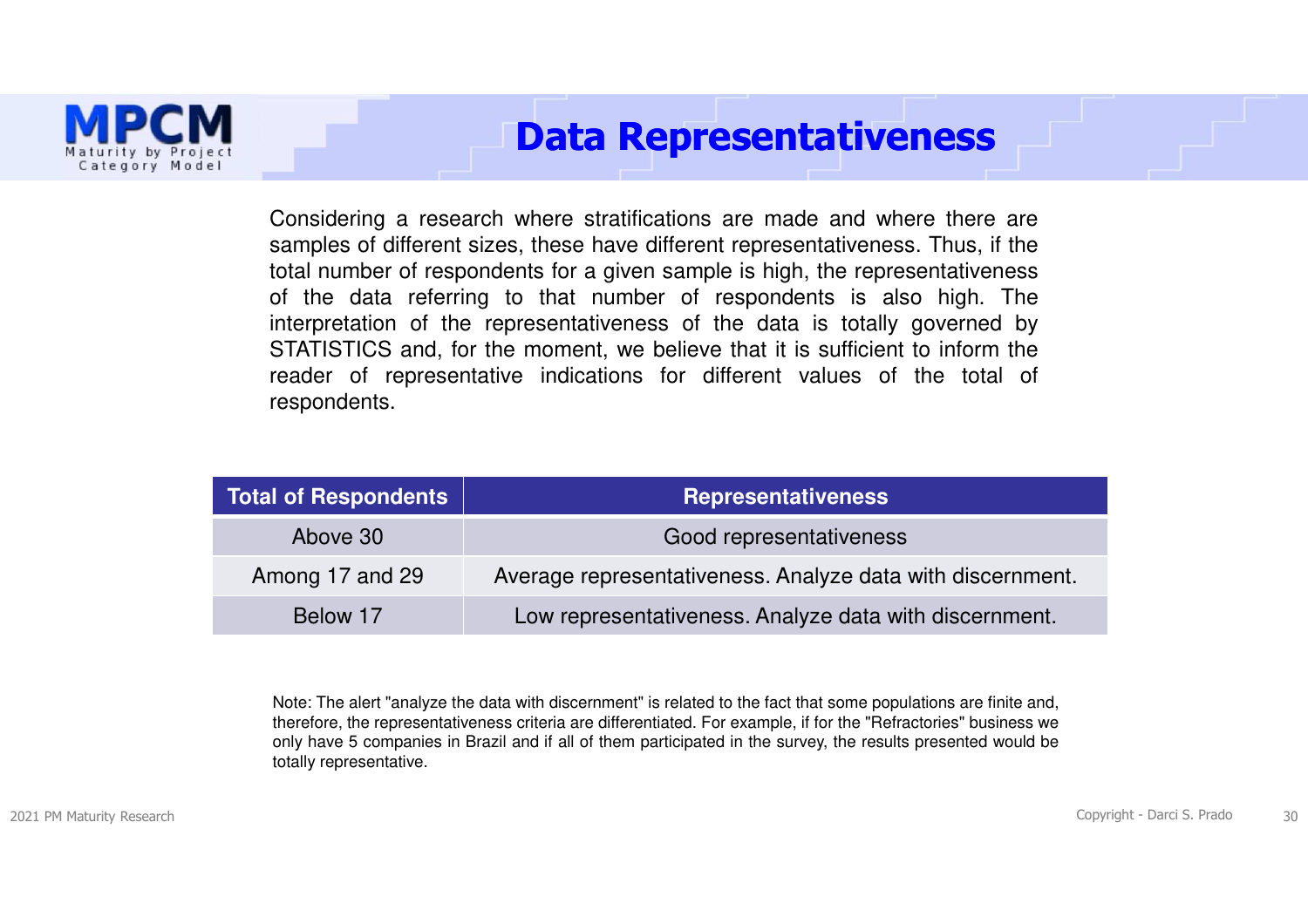# Data Representativeness

Considering a research where stratifications are made and where there are samples of different sizes, these have different representativeness. Thus, if the total number of respondents for a given sample is high, the representativeness of the data referring to that number of respondents is also high. The interpretation of the representativeness of the data is totally governed by STATISTICS and, for the moment, we believe that it is sufficient to inform the reader of representative indications for different values of the total of respondents.

| Total of Respondents | Representativeness |
|---|---|
| Above 30 | Good representativeness |
| Among 17 and 29 | Average representativeness. Analyze data with discernment. |
| Below 17 | Low representativeness. Analyze data with discernment. |

Note: The alert "analyze the data with discernment" is related to the fact that some populations are finite and, therefore, the representativeness criteria are differentiated. For example, if for the "Refractories" business we only have 5 companies in Brazil and if all of them participated in the survey, the results presented would be totally representative.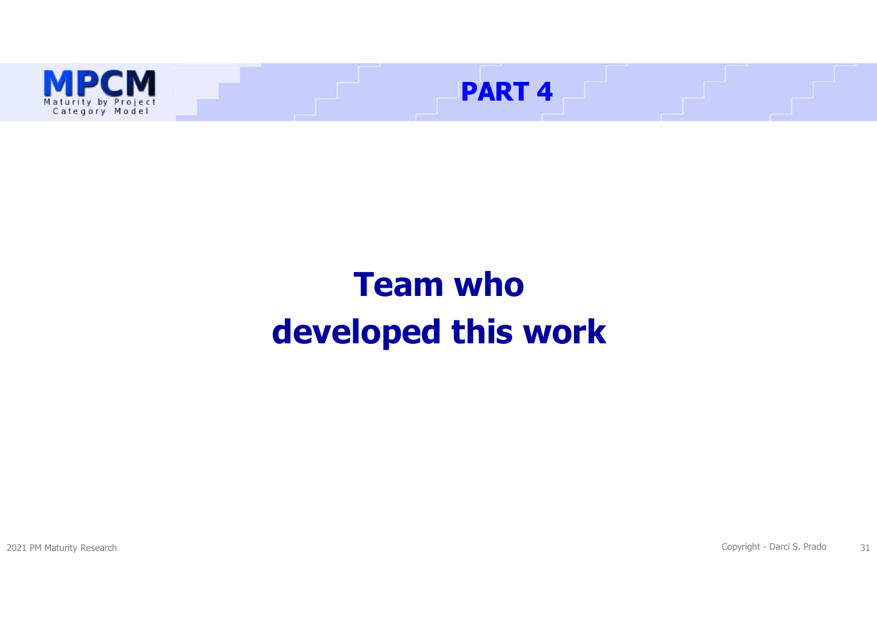# PART 4

# Team who developed this work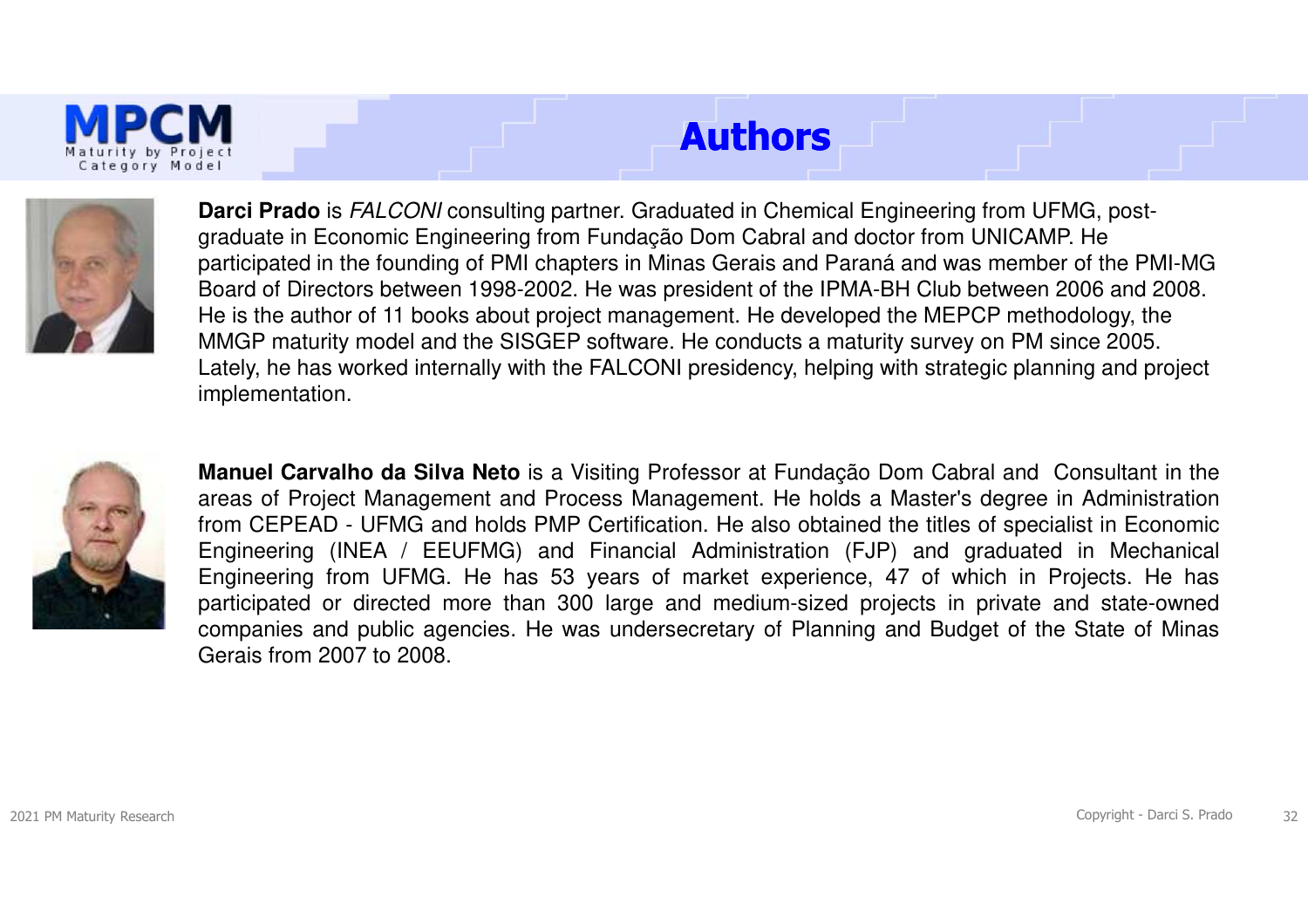# Authors

**Darci Prado** is *FALCONI* consulting partner. Graduated in Chemical Engineering from UFMG, post-graduate in Economic Engineering from Fundação Dom Cabral and doctor from UNICAMP. He participated in the founding of PMI chapters in Minas Gerais and Paraná and was member of the PMI-MG Board of Directors between 1998-2002. He was president of the IPMA-BH Club between 2006 and 2008. He is the author of 11 books about project management. He developed the MEPCP methodology, the MMGP maturity model and the SISGEP software. He conducts a maturity survey on PM since 2005. Lately, he has worked internally with the FALCONI presidency, helping with strategic planning and project implementation.

**Manuel Carvalho da Silva Neto** is a Visiting Professor at Fundação Dom Cabral and Consultant in the areas of Project Management and Process Management. He holds a Master's degree in Administration from CEPEAD - UFMG and holds PMP Certification. He also obtained the titles of specialist in Economic Engineering (INEA / EEUFMG) and Financial Administration (FJP) and graduated in Mechanical Engineering from UFMG. He has 53 years of market experience, 47 of which in Projects. He has participated or directed more than 300 large and medium-sized projects in private and state-owned companies and public agencies. He was undersecretary of Planning and Budget of the State of Minas Gerais from 2007 to 2008.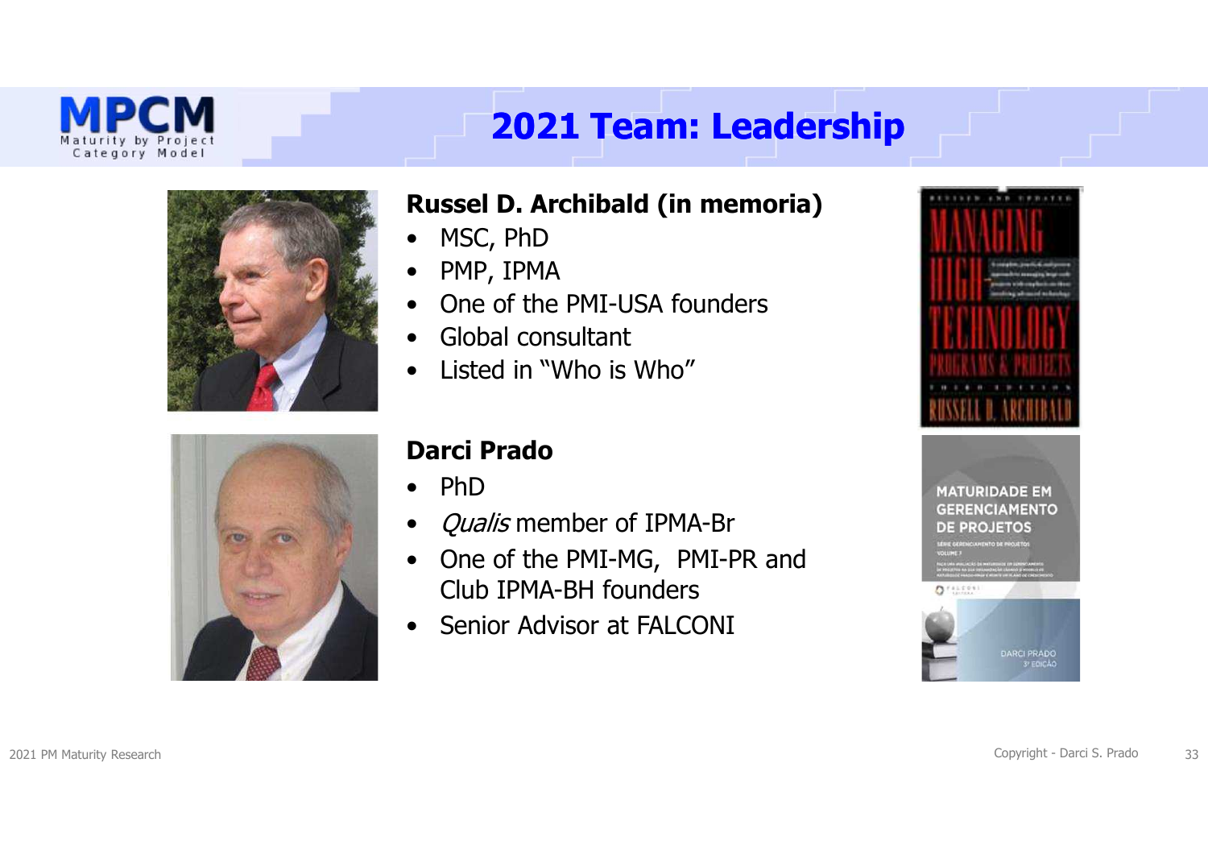# 2021 Team: Leadership

**Russel D. Archibald (in memoria)**

- MSC, PhD
- PMP, IPMA
- One of the PMI-USA founders
- Global consultant
- Listed in "Who is Who"

**Darci Prado**

- PhD
- *Qualis* member of IPMA-Br
- One of the PMI-MG, PMI-PR and Club IPMA-BH founders
- Senior Advisor at FALCONI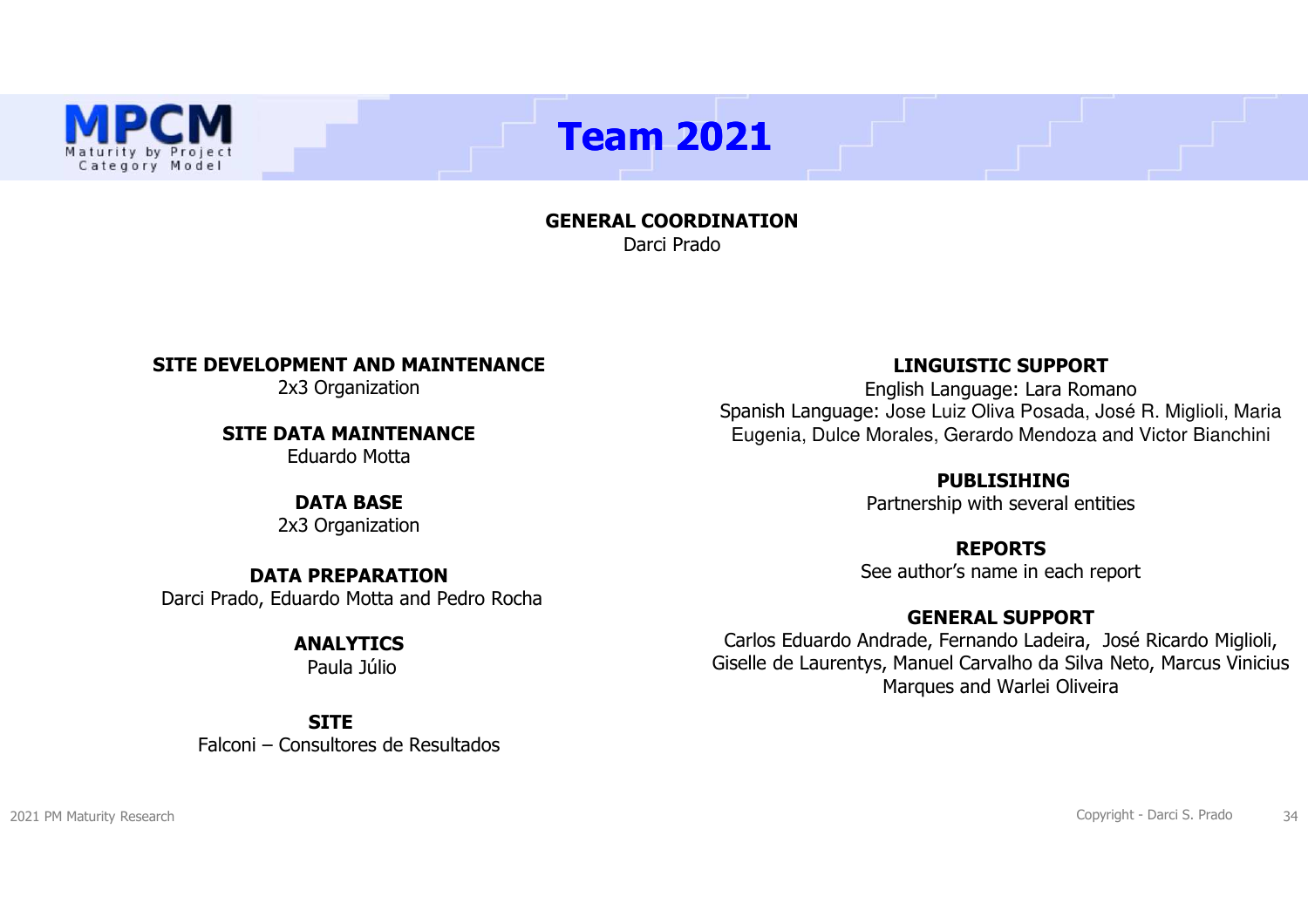MPCM
Maturity by Project Category Model

# Team 2021

**GENERAL COORDINATION**
Darci Prado

**SITE DEVELOPMENT AND MAINTENANCE**
2x3 Organization

**SITE DATA MAINTENANCE**
Eduardo Motta

**DATA BASE**
2x3 Organization

**DATA PREPARATION**
Darci Prado, Eduardo Motta and Pedro Rocha

**ANALYTICS**
Paula Júlio

**SITE**
Falconi – Consultores de Resultados

**LINGUISTIC SUPPORT**
English Language: Lara Romano
Spanish Language: Jose Luiz Oliva Posada, José R. Miglioli, Maria Eugenia, Dulce Morales, Gerardo Mendoza and Victor Bianchini

**PUBLISIHING**
Partnership with several entities

**REPORTS**
See author's name in each report

**GENERAL SUPPORT**
Carlos Eduardo Andrade, Fernando Ladeira, José Ricardo Miglioli, Giselle de Laurentys, Manuel Carvalho da Silva Neto, Marcus Vinicius Marques and Warlei Oliveira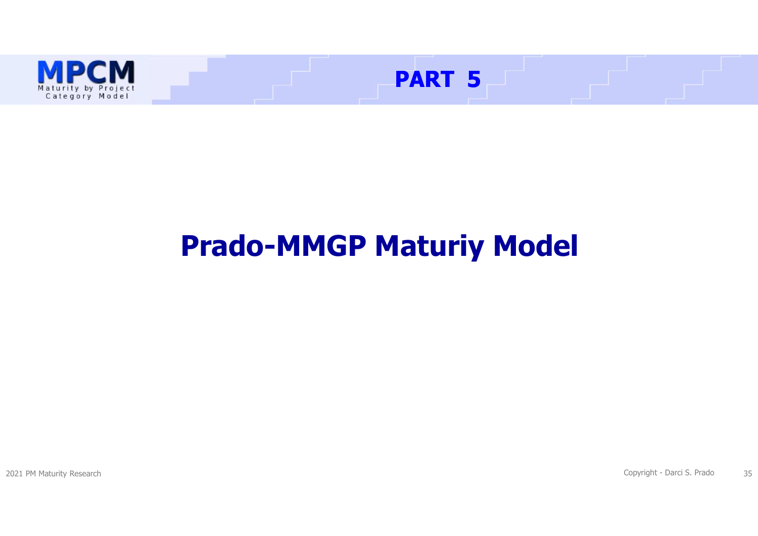**PART 5**

# Prado-MMGP Maturiy Model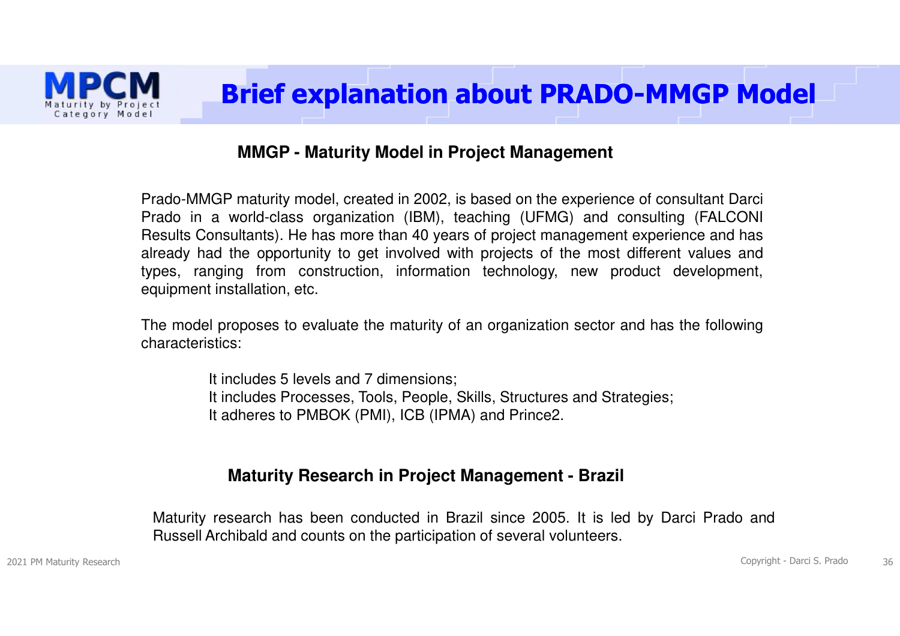# Brief explanation about PRADO-MMGP Model

## MMGP - Maturity Model in Project Management

Prado-MMGP maturity model, created in 2002, is based on the experience of consultant Darci Prado in a world-class organization (IBM), teaching (UFMG) and consulting (FALCONI Results Consultants). He has more than 40 years of project management experience and has already had the opportunity to get involved with projects of the most different values and types, ranging from construction, information technology, new product development, equipment installation, etc.

The model proposes to evaluate the maturity of an organization sector and has the following characteristics:

- It includes 5 levels and 7 dimensions;
- It includes Processes, Tools, People, Skills, Structures and Strategies;
- It adheres to PMBOK (PMI), ICB (IPMA) and Prince2.

## Maturity Research in Project Management - Brazil

Maturity research has been conducted in Brazil since 2005. It is led by Darci Prado and Russell Archibald and counts on the participation of several volunteers.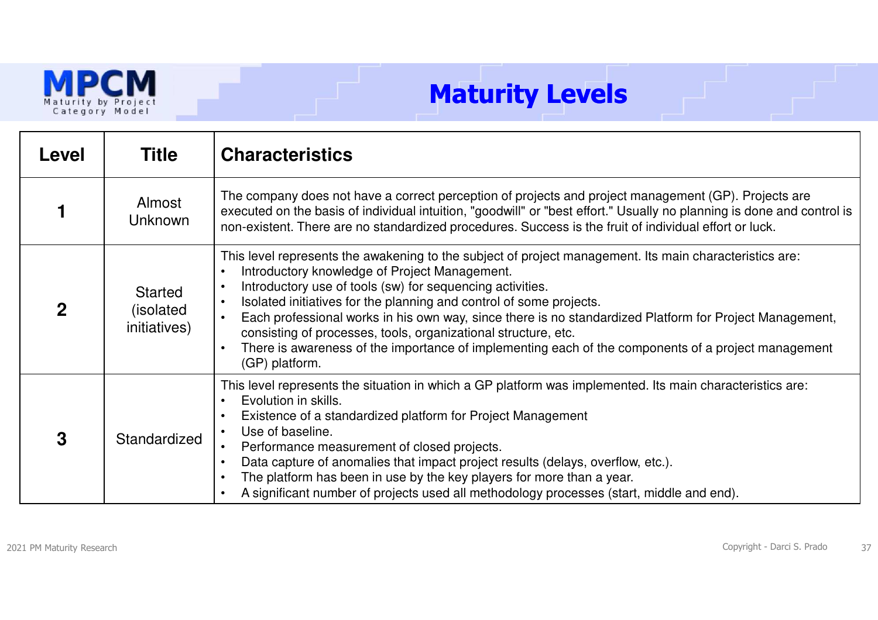# Maturity Levels

| Level | Title | Characteristics |
|---|---|---|
| **1** | Almost Unknown | The company does not have a correct perception of projects and project management (GP). Projects are executed on the basis of individual intuition, "goodwill" or "best effort." Usually no planning is done and control is non-existent. There are no standardized procedures. Success is the fruit of individual effort or luck. |
| **2** | Started (isolated initiatives) | This level represents the awakening to the subject of project management. Its main characteristics are:<br>• Introductory knowledge of Project Management.<br>• Introductory use of tools (sw) for sequencing activities.<br>• Isolated initiatives for the planning and control of some projects.<br>• Each professional works in his own way, since there is no standardized Platform for Project Management, consisting of processes, tools, organizational structure, etc.<br>• There is awareness of the importance of implementing each of the components of a project management (GP) platform. |
| **3** | Standardized | This level represents the situation in which a GP platform was implemented. Its main characteristics are:<br>• Evolution in skills.<br>• Existence of a standardized platform for Project Management<br>• Use of baseline.<br>• Performance measurement of closed projects.<br>• Data capture of anomalies that impact project results (delays, overflow, etc.).<br>• The platform has been in use by the key players for more than a year.<br>• A significant number of projects used all methodology processes (start, middle and end). |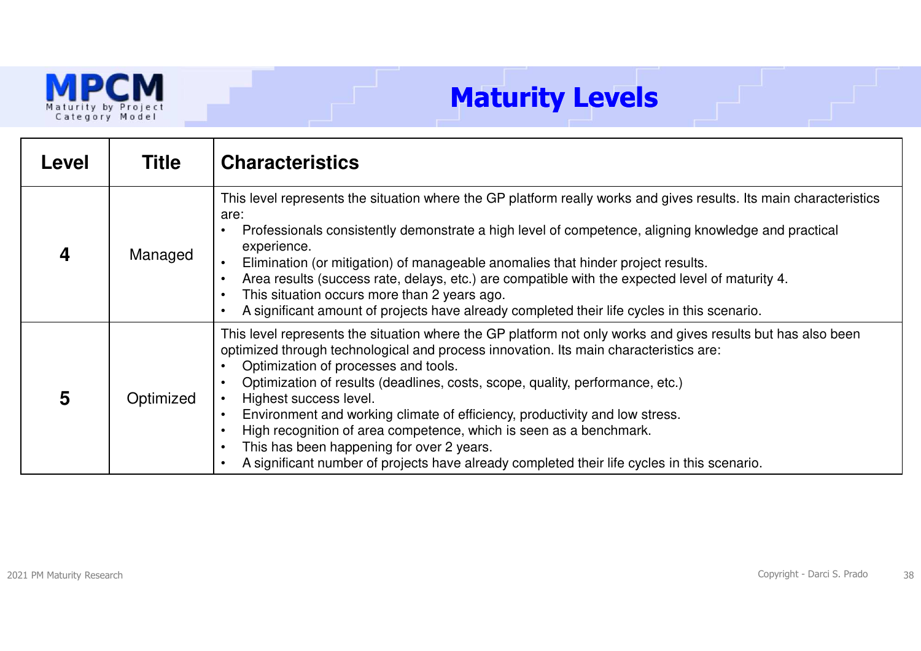MPCM
Maturity by Project Category Model

# Maturity Levels

| Level | Title | Characteristics |
|---|---|---|
| **4** | Managed | This level represents the situation where the GP platform really works and gives results. Its main characteristics are:<br>• Professionals consistently demonstrate a high level of competence, aligning knowledge and practical experience.<br>• Elimination (or mitigation) of manageable anomalies that hinder project results.<br>• Area results (success rate, delays, etc.) are compatible with the expected level of maturity 4.<br>• This situation occurs more than 2 years ago.<br>• A significant amount of projects have already completed their life cycles in this scenario. |
| **5** | Optimized | This level represents the situation where the GP platform not only works and gives results but has also been optimized through technological and process innovation. Its main characteristics are:<br>• Optimization of processes and tools.<br>• Optimization of results (deadlines, costs, scope, quality, performance, etc.)<br>• Highest success level.<br>• Environment and working climate of efficiency, productivity and low stress.<br>• High recognition of area competence, which is seen as a benchmark.<br>• This has been happening for over 2 years.<br>• A significant number of projects have already completed their life cycles in this scenario. |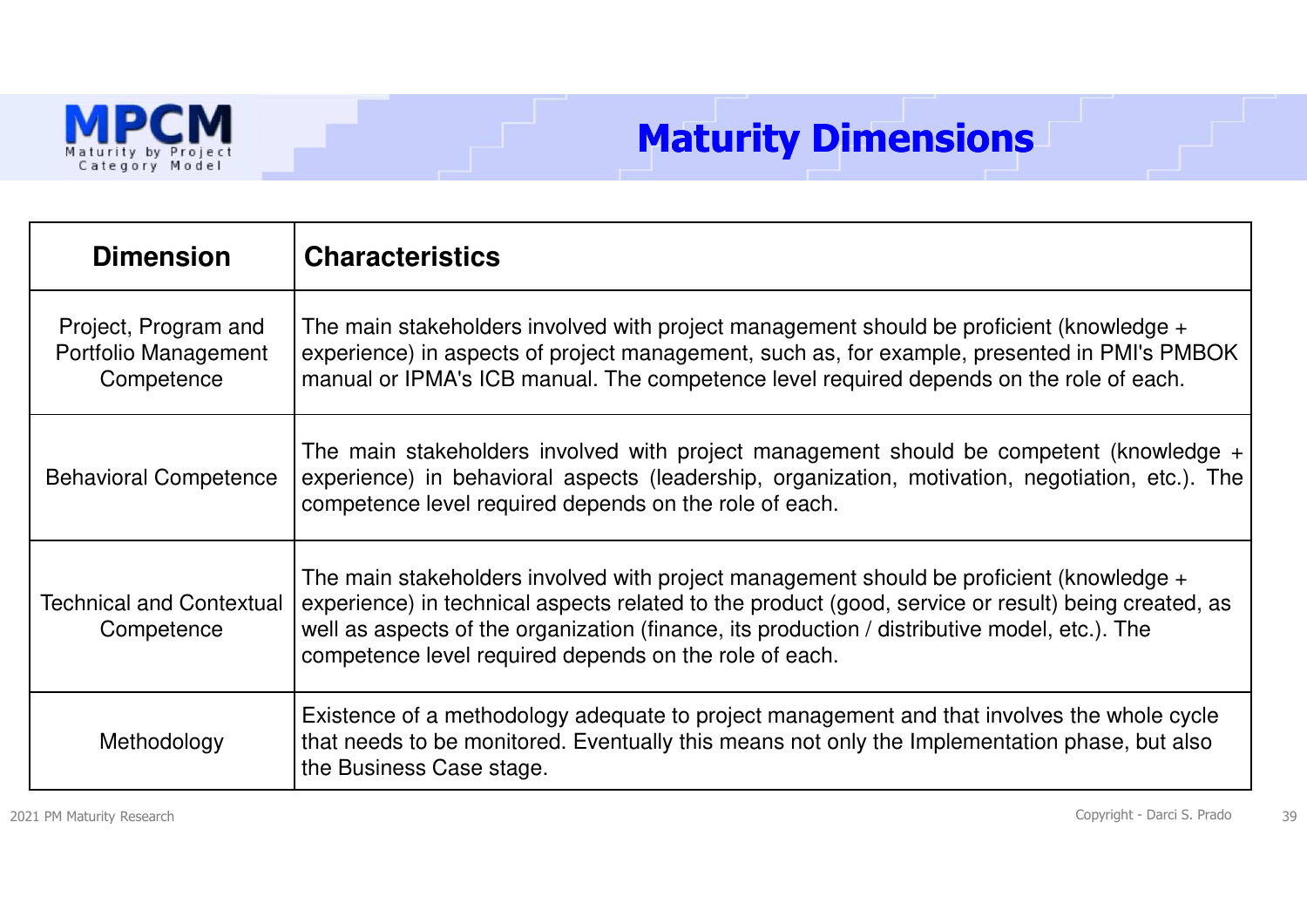# Maturity Dimensions

| Dimension | Characteristics |
|---|---|
| Project, Program and Portfolio Management Competence | The main stakeholders involved with project management should be proficient (knowledge + experience) in aspects of project management, such as, for example, presented in PMI's PMBOK manual or IPMA's ICB manual. The competence level required depends on the role of each. |
| Behavioral Competence | The main stakeholders involved with project management should be competent (knowledge + experience) in behavioral aspects (leadership, organization, motivation, negotiation, etc.). The competence level required depends on the role of each. |
| Technical and Contextual Competence | The main stakeholders involved with project management should be proficient (knowledge + experience) in technical aspects related to the product (good, service or result) being created, as well as aspects of the organization (finance, its production / distributive model, etc.). The competence level required depends on the role of each. |
| Methodology | Existence of a methodology adequate to project management and that involves the whole cycle that needs to be monitored. Eventually this means not only the Implementation phase, but also the Business Case stage. |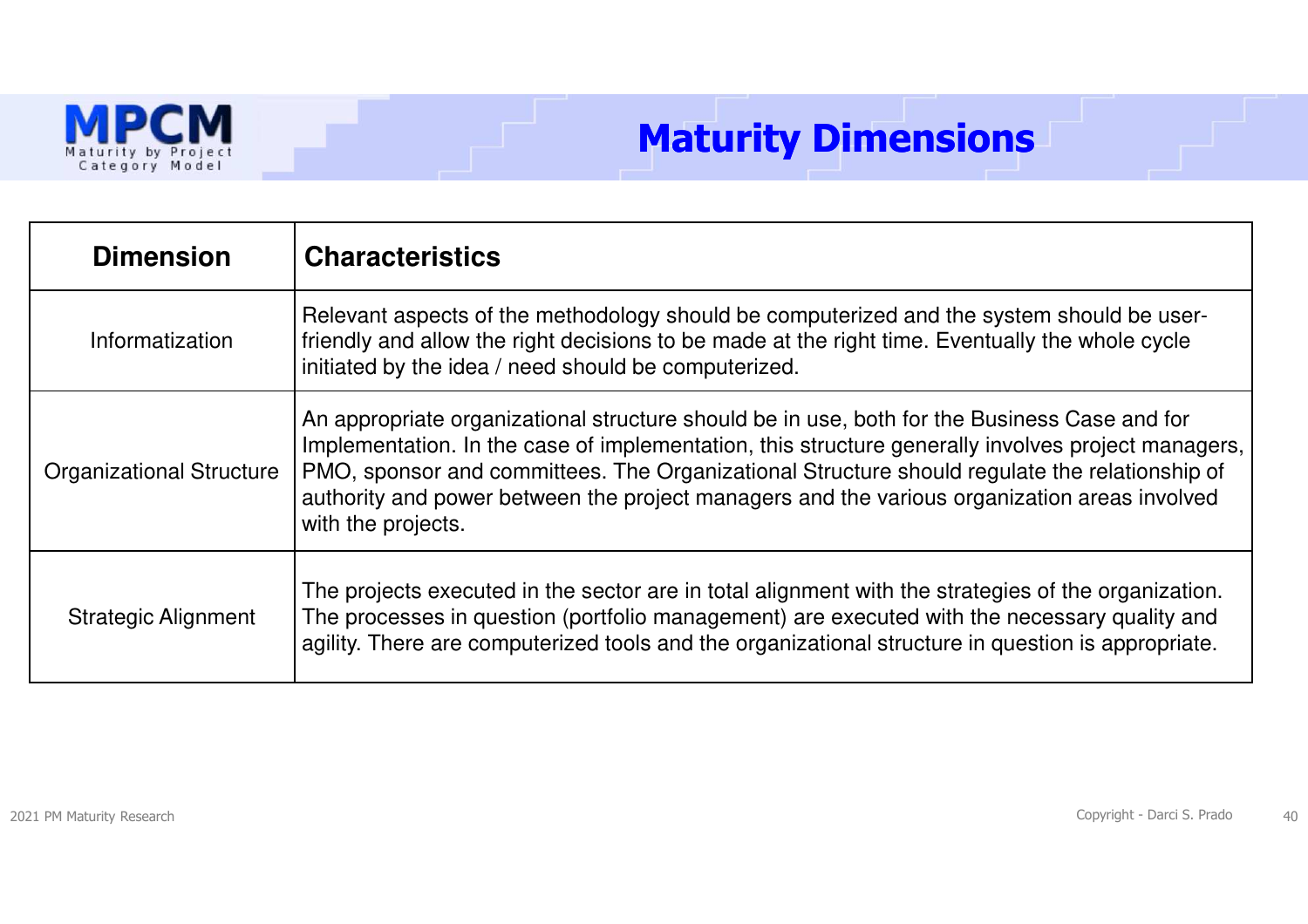# Maturity Dimensions

| Dimension | Characteristics |
|---|---|
| Informatization | Relevant aspects of the methodology should be computerized and the system should be user-friendly and allow the right decisions to be made at the right time. Eventually the whole cycle initiated by the idea / need should be computerized. |
| Organizational Structure | An appropriate organizational structure should be in use, both for the Business Case and for Implementation. In the case of implementation, this structure generally involves project managers, PMO, sponsor and committees. The Organizational Structure should regulate the relationship of authority and power between the project managers and the various organization areas involved with the projects. |
| Strategic Alignment | The projects executed in the sector are in total alignment with the strategies of the organization. The processes in question (portfolio management) are executed with the necessary quality and agility. There are computerized tools and the organizational structure in question is appropriate. |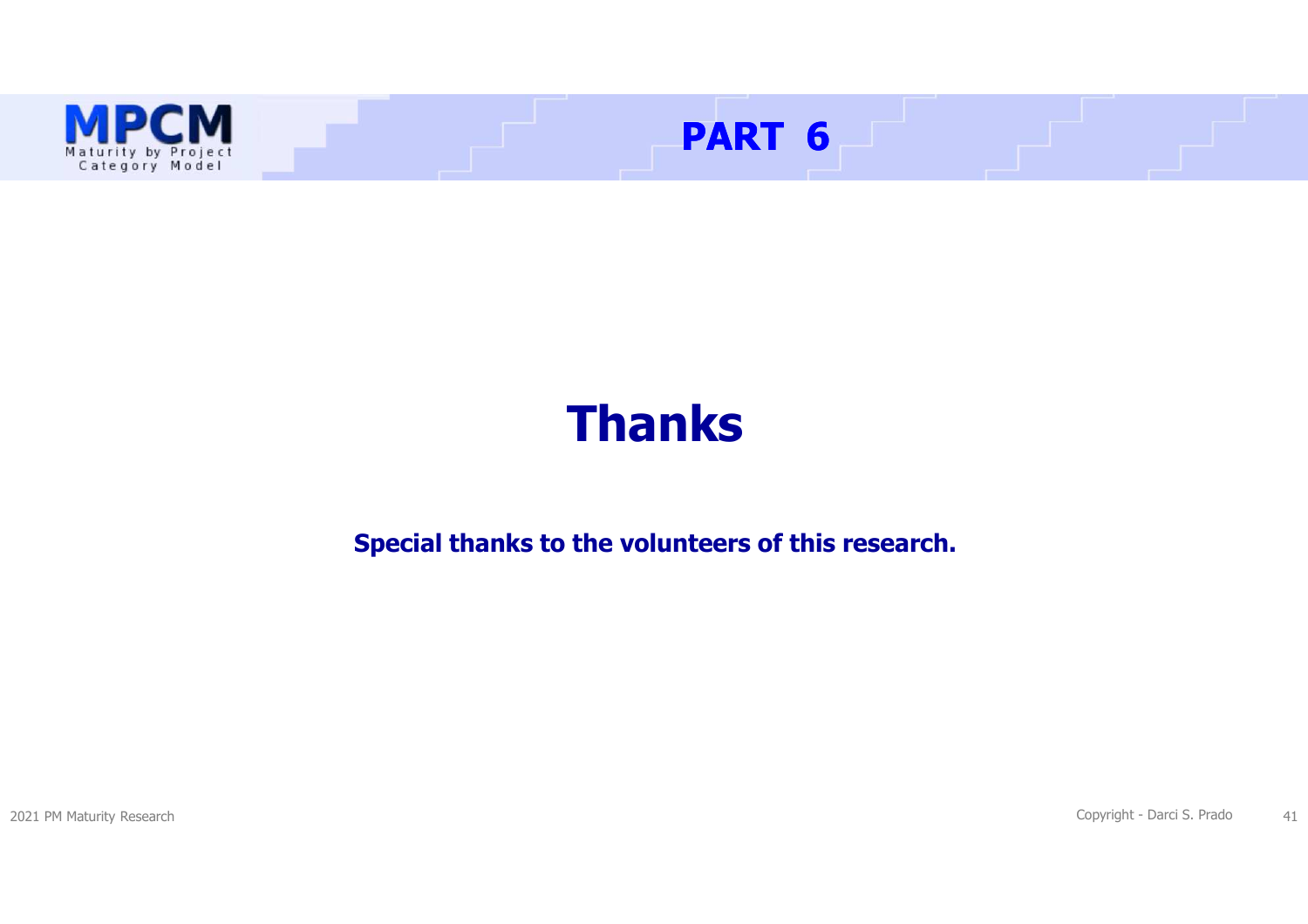## PART 6

# Thanks

**Special thanks to the volunteers of this research.**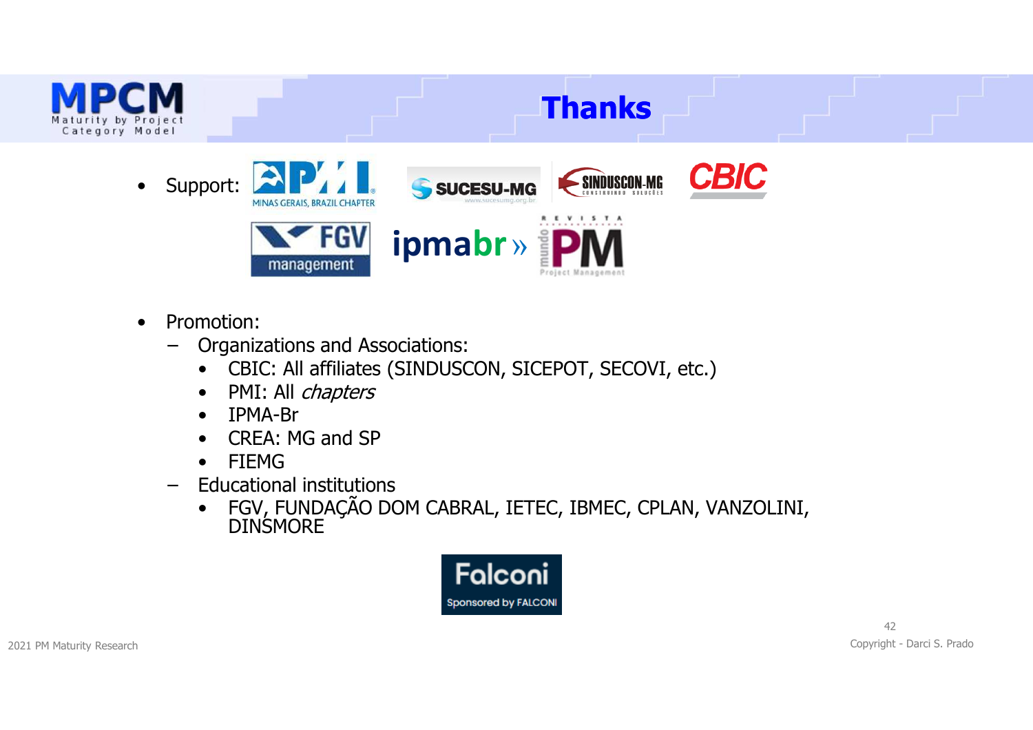# Thanks

- Support:
- Promotion:
  - Organizations and Associations:
    - CBIC: All affiliates (SINDUSCON, SICEPOT, SECOVI, etc.)
    - PMI: All *chapters*
    - IPMA-Br
    - CREA: MG and SP
    - FIEMG
  - Educational institutions
    - FGV, FUNDAÇÃO DOM CABRAL, IETEC, IBMEC, CPLAN, VANZOLINI, DINSMORE

Sponsored by FALCONI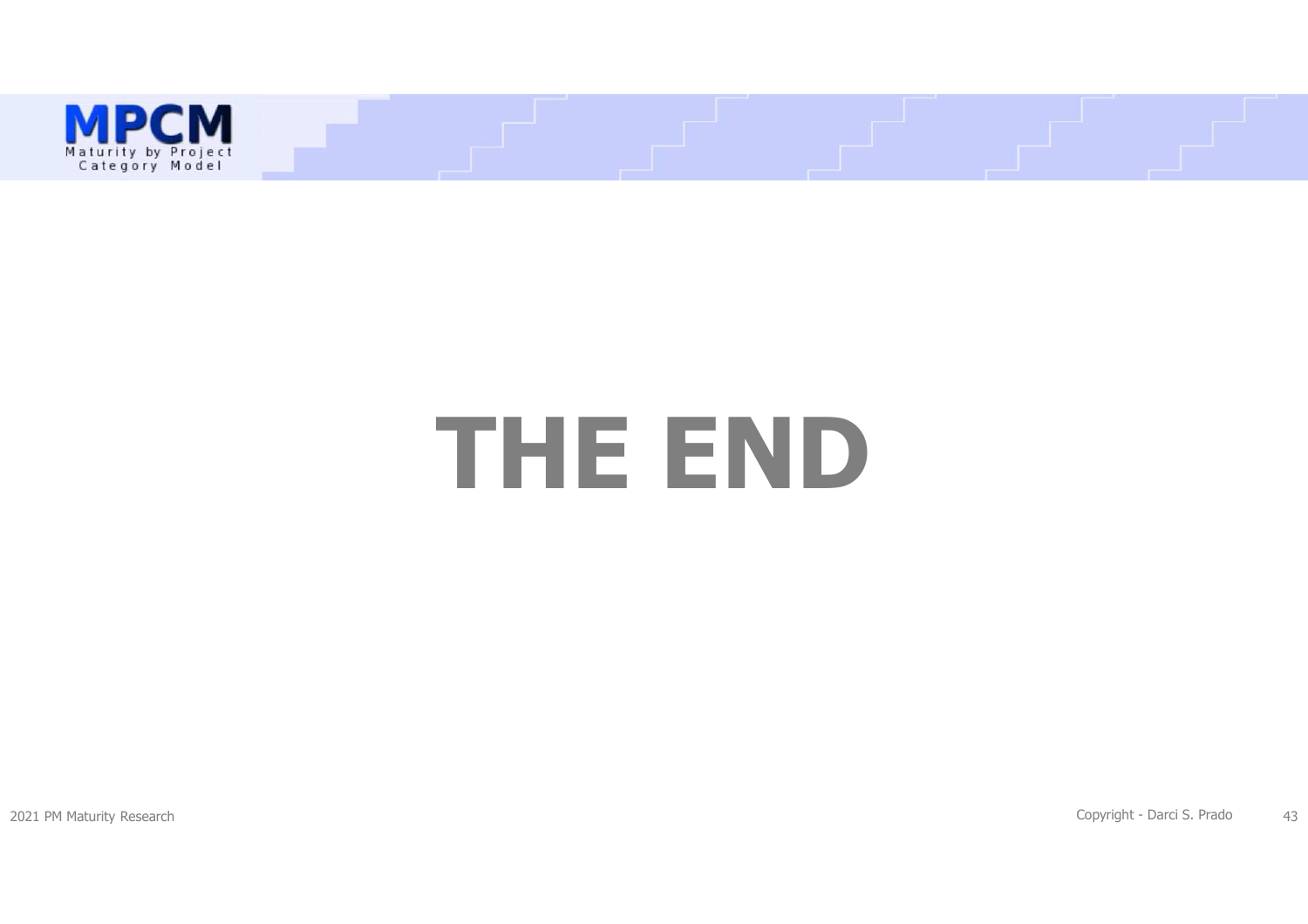# THE END